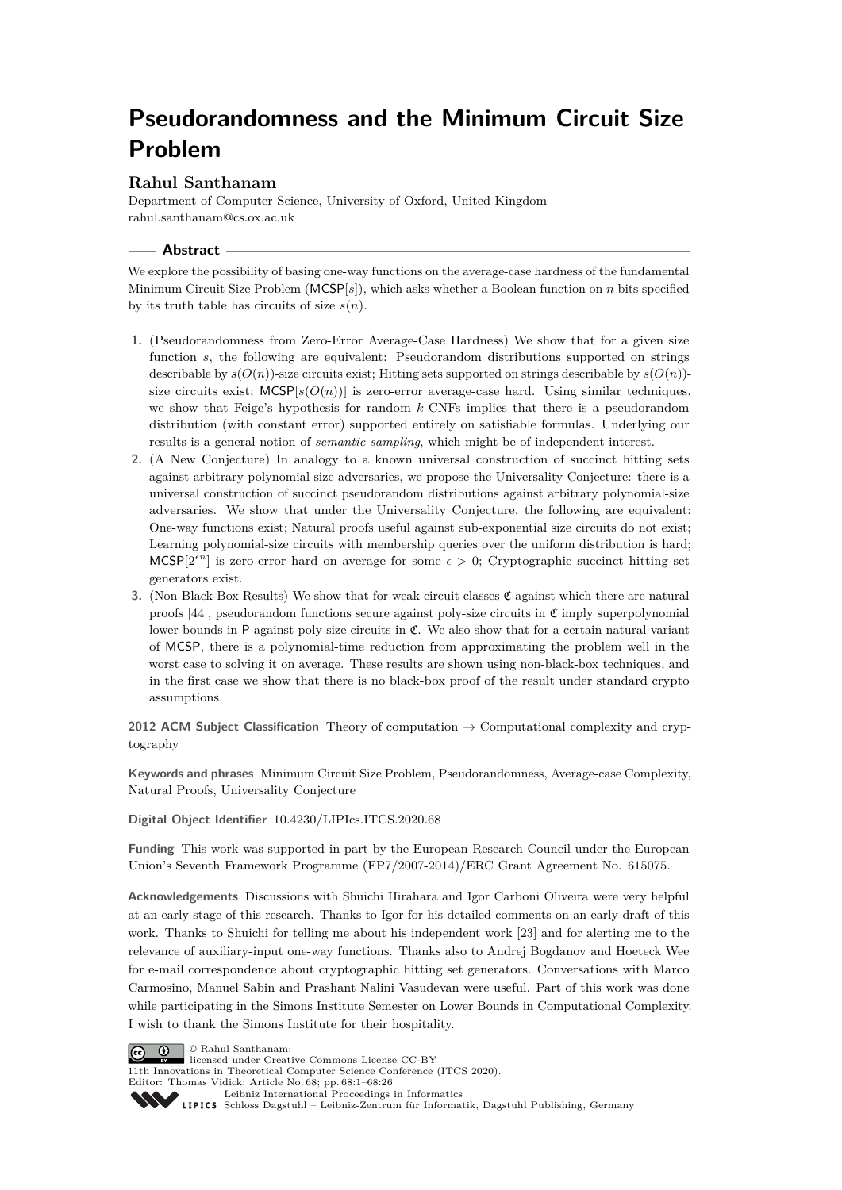# Pseudorandomness and the Minimum Circuit Size Problem

**Rahul Santhanam**

Department of Computer Science, University of Oxford, United Kingdom
rahul.santhanam@cs.ox.ac.uk

## Abstract

We explore the possibility of basing one-way functions on the average-case hardness of the fundamental Minimum Circuit Size Problem ($\mathsf{MCSP}[s]$), which asks whether a Boolean function on $n$ bits specified by its truth table has circuits of size $s(n)$.

1. (Pseudorandomness from Zero-Error Average-Case Hardness) We show that for a given size function $s$, the following are equivalent: Pseudorandom distributions supported on strings describable by $s(O(n))$-size circuits exist; Hitting sets supported on strings describable by $s(O(n))$-size circuits exist; $\mathsf{MCSP}[s(O(n))]$ is zero-error average-case hard. Using similar techniques, we show that Feige's hypothesis for random $k$-CNFs implies that there is a pseudorandom distribution (with constant error) supported entirely on satisfiable formulas. Underlying our results is a general notion of *semantic sampling*, which might be of independent interest.
2. (A New Conjecture) In analogy to a known universal construction of succinct hitting sets against arbitrary polynomial-size adversaries, we propose the Universality Conjecture: there is a universal construction of succinct pseudorandom distributions against arbitrary polynomial-size adversaries. We show that under the Universality Conjecture, the following are equivalent: One-way functions exist; Natural proofs useful against sub-exponential size circuits do not exist; Learning polynomial-size circuits with membership queries over the uniform distribution is hard; $\mathsf{MCSP}[2^{\epsilon n}]$ is zero-error hard on average for some $\epsilon > 0$; Cryptographic succinct hitting set generators exist.
3. (Non-Black-Box Results) We show that for weak circuit classes $\mathfrak{C}$ against which there are natural proofs [44], pseudorandom functions secure against poly-size circuits in $\mathfrak{C}$ imply superpolynomial lower bounds in $\mathsf{P}$ against poly-size circuits in $\mathfrak{C}$. We also show that for a certain natural variant of $\mathsf{MCSP}$, there is a polynomial-time reduction from approximating the problem well in the worst case to solving it on average. These results are shown using non-black-box techniques, and in the first case we show that there is no black-box proof of the result under standard crypto assumptions.

**2012 ACM Subject Classification** Theory of computation → Computational complexity and cryptography

**Keywords and phrases** Minimum Circuit Size Problem, Pseudorandomness, Average-case Complexity, Natural Proofs, Universality Conjecture

**Digital Object Identifier** 10.4230/LIPIcs.ITCS.2020.68

**Funding** This work was supported in part by the European Research Council under the European Union's Seventh Framework Programme (FP7/2007-2014)/ERC Grant Agreement No. 615075.

**Acknowledgements** Discussions with Shuichi Hirahara and Igor Carboni Oliveira were very helpful at an early stage of this research. Thanks to Igor for his detailed comments on an early draft of this work. Thanks to Shuichi for telling me about his independent work [23] and for alerting me to the relevance of auxiliary-input one-way functions. Thanks also to Andrej Bogdanov and Hoeteck Wee for e-mail correspondence about cryptographic hitting set generators. Conversations with Marco Carmosino, Manuel Sabin and Prashant Nalini Vasudevan were useful. Part of this work was done while participating in the Simons Institute Semester on Lower Bounds in Computational Complexity. I wish to thank the Simons Institute for their hospitality.

© Rahul Santhanam;
licensed under Creative Commons License CC-BY
11th Innovations in Theoretical Computer Science Conference (ITCS 2020).
Editor: Thomas Vidick; Article No. 68; pp. 68:1–68:26
Leibniz International Proceedings in Informatics
Schloss Dagstuhl – Leibniz-Zentrum für Informatik, Dagstuhl Publishing, Germany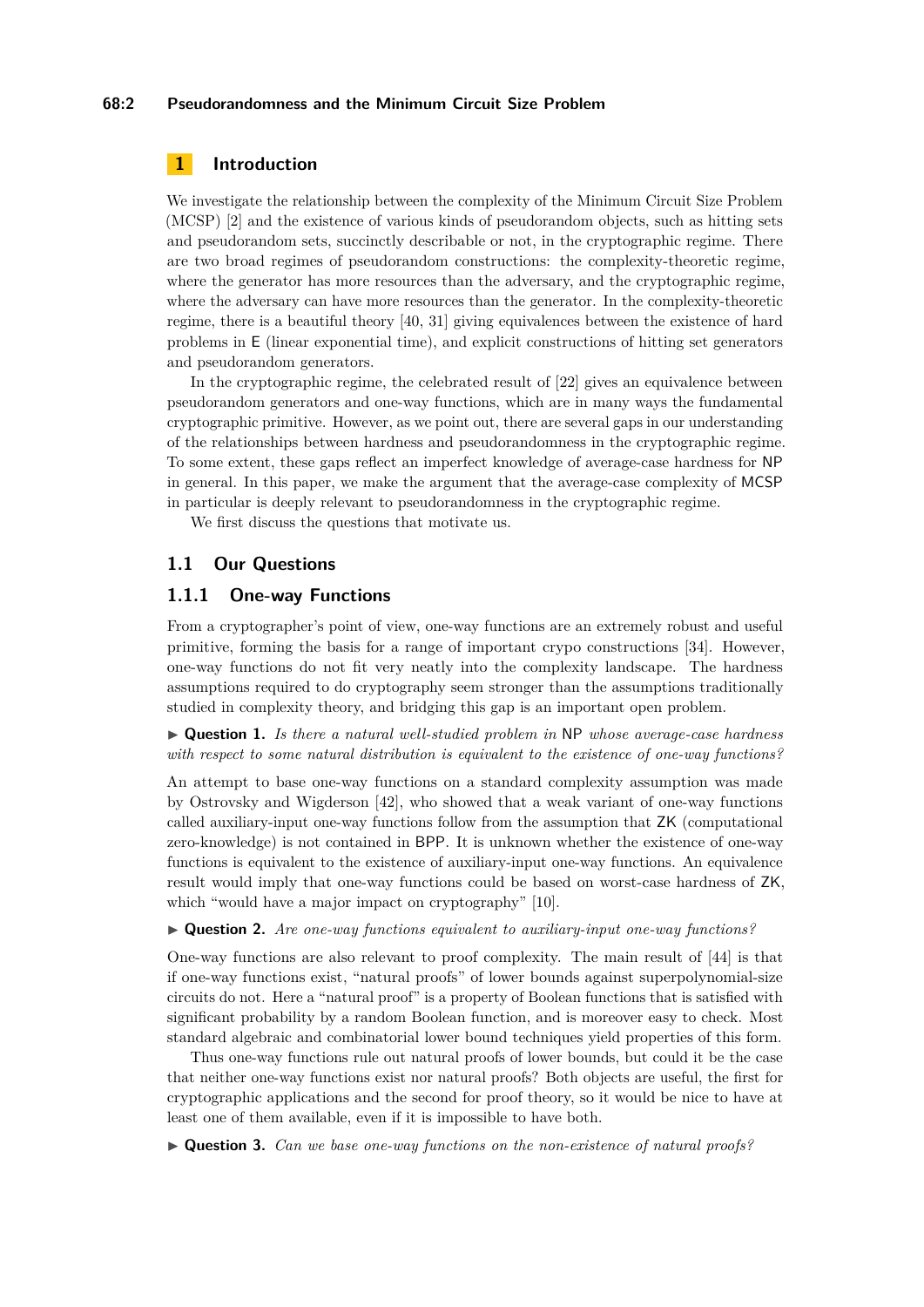## 1 Introduction

We investigate the relationship between the complexity of the Minimum Circuit Size Problem (MCSP) [2] and the existence of various kinds of pseudorandom objects, such as hitting sets and pseudorandom sets, succinctly describable or not, in the cryptographic regime. There are two broad regimes of pseudorandom constructions: the complexity-theoretic regime, where the generator has more resources than the adversary, and the cryptographic regime, where the adversary can have more resources than the generator. In the complexity-theoretic regime, there is a beautiful theory [40, 31] giving equivalences between the existence of hard problems in E (linear exponential time), and explicit constructions of hitting set generators and pseudorandom generators.

In the cryptographic regime, the celebrated result of [22] gives an equivalence between pseudorandom generators and one-way functions, which are in many ways the fundamental cryptographic primitive. However, as we point out, there are several gaps in our understanding of the relationships between hardness and pseudorandomness in the cryptographic regime. To some extent, these gaps reflect an imperfect knowledge of average-case hardness for NP in general. In this paper, we make the argument that the average-case complexity of MCSP in particular is deeply relevant to pseudorandomness in the cryptographic regime.

We first discuss the questions that motivate us.

### 1.1 Our Questions

#### 1.1.1 One-way Functions

From a cryptographer's point of view, one-way functions are an extremely robust and useful primitive, forming the basis for a range of important crypo constructions [34]. However, one-way functions do not fit very neatly into the complexity landscape. The hardness assumptions required to do cryptography seem stronger than the assumptions traditionally studied in complexity theory, and bridging this gap is an important open problem.

▶ **Question 1.** *Is there a natural well-studied problem in* NP *whose average-case hardness with respect to some natural distribution is equivalent to the existence of one-way functions?*

An attempt to base one-way functions on a standard complexity assumption was made by Ostrovsky and Wigderson [42], who showed that a weak variant of one-way functions called auxiliary-input one-way functions follow from the assumption that ZK (computational zero-knowledge) is not contained in BPP. It is unknown whether the existence of one-way functions is equivalent to the existence of auxiliary-input one-way functions. An equivalence result would imply that one-way functions could be based on worst-case hardness of ZK, which "would have a major impact on cryptography" [10].

▶ **Question 2.** *Are one-way functions equivalent to auxiliary-input one-way functions?*

One-way functions are also relevant to proof complexity. The main result of [44] is that if one-way functions exist, "natural proofs" of lower bounds against superpolynomial-size circuits do not. Here a "natural proof" is a property of Boolean functions that is satisfied with significant probability by a random Boolean function, and is moreover easy to check. Most standard algebraic and combinatorial lower bound techniques yield properties of this form.

Thus one-way functions rule out natural proofs of lower bounds, but could it be the case that neither one-way functions exist nor natural proofs? Both objects are useful, the first for cryptographic applications and the second for proof theory, so it would be nice to have at least one of them available, even if it is impossible to have both.

▶ **Question 3.** *Can we base one-way functions on the non-existence of natural proofs?*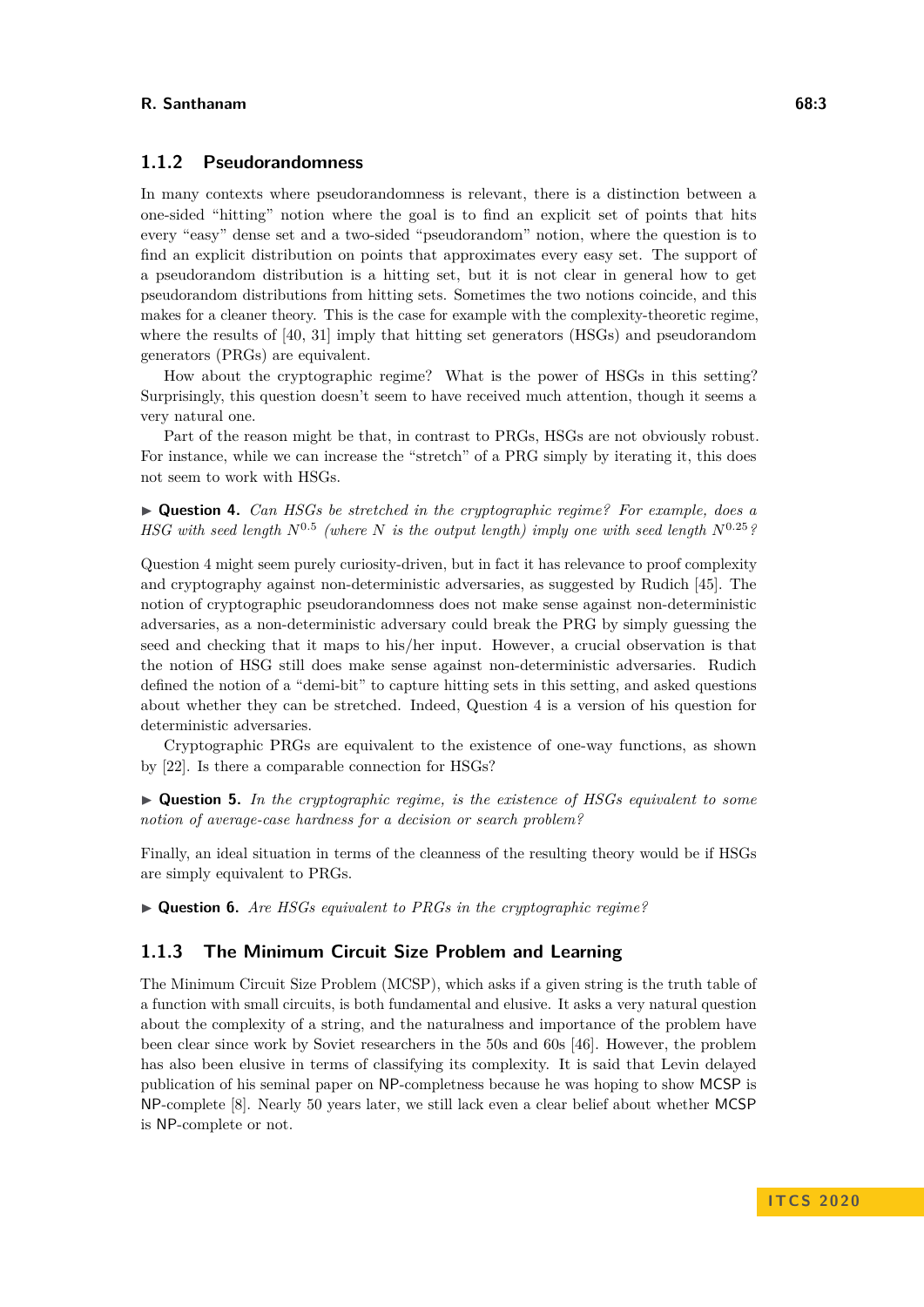### 1.1.2 Pseudorandomness

In many contexts where pseudorandomness is relevant, there is a distinction between a one-sided "hitting" notion where the goal is to find an explicit set of points that hits every "easy" dense set and a two-sided "pseudorandom" notion, where the question is to find an explicit distribution on points that approximates every easy set. The support of a pseudorandom distribution is a hitting set, but it is not clear in general how to get pseudorandom distributions from hitting sets. Sometimes the two notions coincide, and this makes for a cleaner theory. This is the case for example with the complexity-theoretic regime, where the results of [40, 31] imply that hitting set generators (HSGs) and pseudorandom generators (PRGs) are equivalent.

How about the cryptographic regime? What is the power of HSGs in this setting? Surprisingly, this question doesn't seem to have received much attention, though it seems a very natural one.

Part of the reason might be that, in contrast to PRGs, HSGs are not obviously robust. For instance, while we can increase the "stretch" of a PRG simply by iterating it, this does not seem to work with HSGs.

▶ **Question 4.** *Can HSGs be stretched in the cryptographic regime? For example, does a HSG with seed length $N^{0.5}$ (where $N$ is the output length) imply one with seed length $N^{0.25}$?*

Question 4 might seem purely curiosity-driven, but in fact it has relevance to proof complexity and cryptography against non-deterministic adversaries, as suggested by Rudich [45]. The notion of cryptographic pseudorandomness does not make sense against non-deterministic adversaries, as a non-deterministic adversary could break the PRG by simply guessing the seed and checking that it maps to his/her input. However, a crucial observation is that the notion of HSG still does make sense against non-deterministic adversaries. Rudich defined the notion of a "demi-bit" to capture hitting sets in this setting, and asked questions about whether they can be stretched. Indeed, Question 4 is a version of his question for deterministic adversaries.

Cryptographic PRGs are equivalent to the existence of one-way functions, as shown by [22]. Is there a comparable connection for HSGs?

▶ **Question 5.** *In the cryptographic regime, is the existence of HSGs equivalent to some notion of average-case hardness for a decision or search problem?*

Finally, an ideal situation in terms of the cleanness of the resulting theory would be if HSGs are simply equivalent to PRGs.

▶ **Question 6.** *Are HSGs equivalent to PRGs in the cryptographic regime?*

### 1.1.3 The Minimum Circuit Size Problem and Learning

The Minimum Circuit Size Problem (MCSP), which asks if a given string is the truth table of a function with small circuits, is both fundamental and elusive. It asks a very natural question about the complexity of a string, and the naturalness and importance of the problem have been clear since work by Soviet researchers in the 50s and 60s [46]. However, the problem has also been elusive in terms of classifying its complexity. It is said that Levin delayed publication of his seminal paper on NP-completness because he was hoping to show MCSP is NP-complete [8]. Nearly 50 years later, we still lack even a clear belief about whether MCSP is NP-complete or not.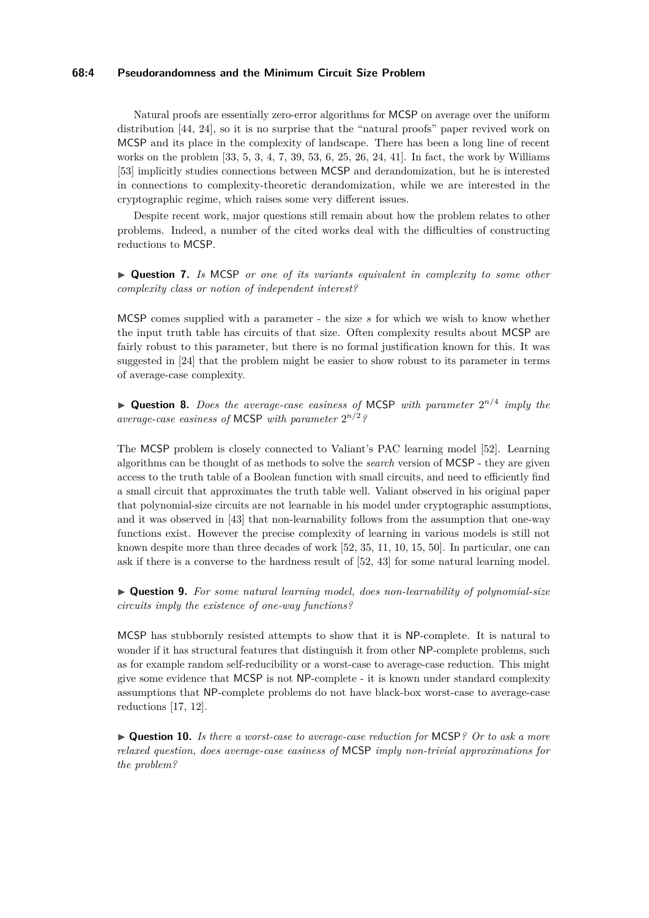Natural proofs are essentially zero-error algorithms for MCSP on average over the uniform distribution [44, 24], so it is no surprise that the "natural proofs" paper revived work on MCSP and its place in the complexity of landscape. There has been a long line of recent works on the problem [33, 5, 3, 4, 7, 39, 53, 6, 25, 26, 24, 41]. In fact, the work by Williams [53] implicitly studies connections between MCSP and derandomization, but he is interested in connections to complexity-theoretic derandomization, while we are interested in the cryptographic regime, which raises some very different issues.

Despite recent work, major questions still remain about how the problem relates to other problems. Indeed, a number of the cited works deal with the difficulties of constructing reductions to MCSP.

► **Question 7.** *Is MCSP or one of its variants equivalent in complexity to some other complexity class or notion of independent interest?*

MCSP comes supplied with a parameter - the size $s$ for which we wish to know whether the input truth table has circuits of that size. Often complexity results about MCSP are fairly robust to this parameter, but there is no formal justification known for this. It was suggested in [24] that the problem might be easier to show robust to its parameter in terms of average-case complexity.

► **Question 8.** *Does the average-case easiness of MCSP with parameter $2^{n/4}$ imply the average-case easiness of MCSP with parameter $2^{n/2}$?*

The MCSP problem is closely connected to Valiant's PAC learning model [52]. Learning algorithms can be thought of as methods to solve the *search* version of MCSP - they are given access to the truth table of a Boolean function with small circuits, and need to efficiently find a small circuit that approximates the truth table well. Valiant observed in his original paper that polynomial-size circuits are not learnable in his model under cryptographic assumptions, and it was observed in [43] that non-learnability follows from the assumption that one-way functions exist. However the precise complexity of learning in various models is still not known despite more than three decades of work [52, 35, 11, 10, 15, 50]. In particular, one can ask if there is a converse to the hardness result of [52, 43] for some natural learning model.

► **Question 9.** *For some natural learning model, does non-learnability of polynomial-size circuits imply the existence of one-way functions?*

MCSP has stubbornly resisted attempts to show that it is NP-complete. It is natural to wonder if it has structural features that distinguish it from other NP-complete problems, such as for example random self-reducibility or a worst-case to average-case reduction. This might give some evidence that MCSP is not NP-complete - it is known under standard complexity assumptions that NP-complete problems do not have black-box worst-case to average-case reductions [17, 12].

► **Question 10.** *Is there a worst-case to average-case reduction for MCSP? Or to ask a more relaxed question, does average-case easiness of MCSP imply non-trivial approximations for the problem?*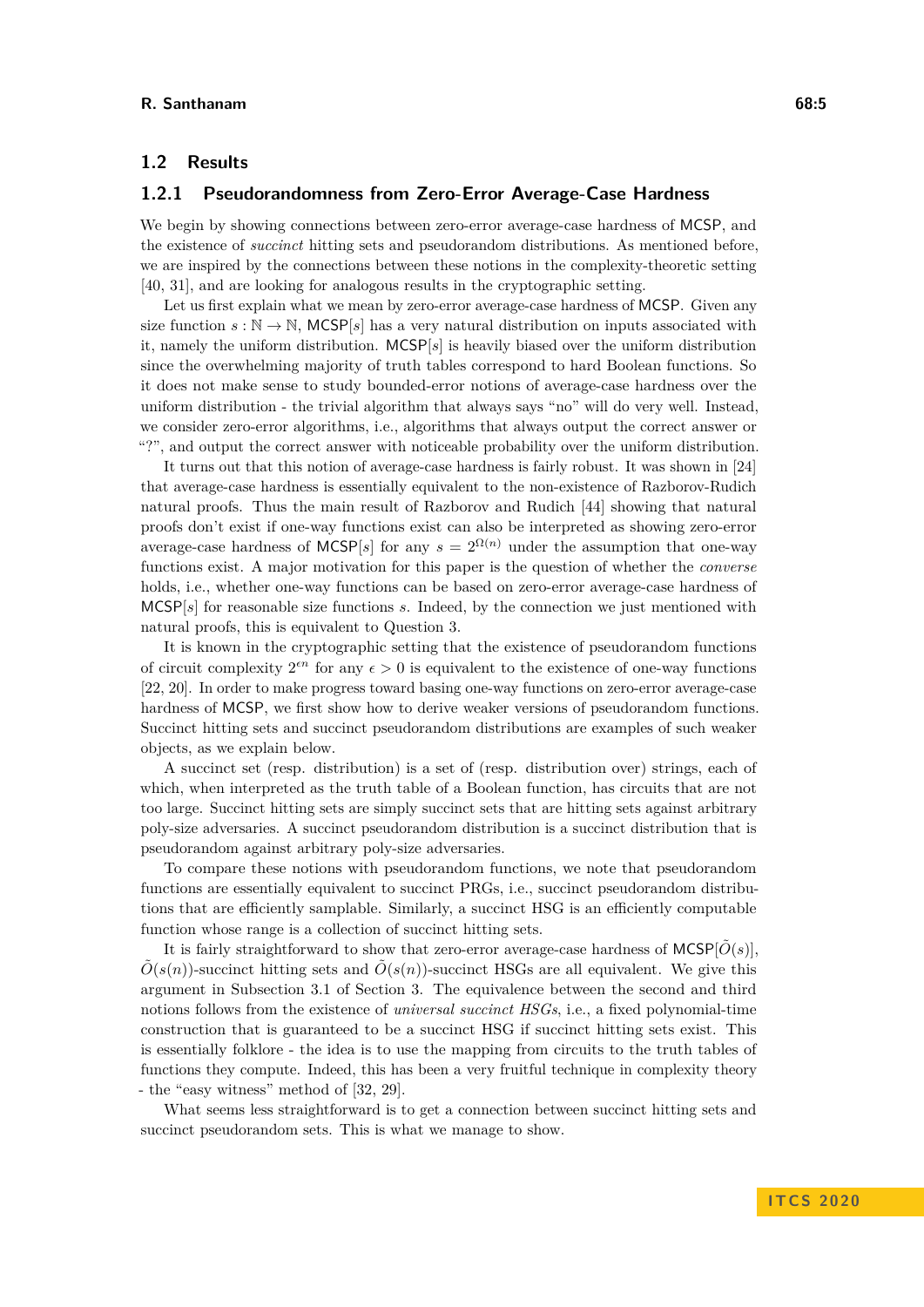## 1.2 Results

### 1.2.1 Pseudorandomness from Zero-Error Average-Case Hardness

We begin by showing connections between zero-error average-case hardness of MCSP, and the existence of *succinct* hitting sets and pseudorandom distributions. As mentioned before, we are inspired by the connections between these notions in the complexity-theoretic setting [40, 31], and are looking for analogous results in the cryptographic setting.

Let us first explain what we mean by zero-error average-case hardness of MCSP. Given any size function $s : \mathbb{N} \to \mathbb{N}$, MCSP$[s]$ has a very natural distribution on inputs associated with it, namely the uniform distribution. MCSP$[s]$ is heavily biased over the uniform distribution since the overwhelming majority of truth tables correspond to hard Boolean functions. So it does not make sense to study bounded-error notions of average-case hardness over the uniform distribution - the trivial algorithm that always says "no" will do very well. Instead, we consider zero-error algorithms, i.e., algorithms that always output the correct answer or "?", and output the correct answer with noticeable probability over the uniform distribution.

It turns out that this notion of average-case hardness is fairly robust. It was shown in [24] that average-case hardness is essentially equivalent to the non-existence of Razborov-Rudich natural proofs. Thus the main result of Razborov and Rudich [44] showing that natural proofs don't exist if one-way functions exist can also be interpreted as showing zero-error average-case hardness of MCSP$[s]$ for any $s = 2^{\Omega(n)}$ under the assumption that one-way functions exist. A major motivation for this paper is the question of whether the *converse* holds, i.e., whether one-way functions can be based on zero-error average-case hardness of MCSP$[s]$ for reasonable size functions $s$. Indeed, by the connection we just mentioned with natural proofs, this is equivalent to Question 3.

It is known in the cryptographic setting that the existence of pseudorandom functions of circuit complexity $2^{\epsilon n}$ for any $\epsilon > 0$ is equivalent to the existence of one-way functions [22, 20]. In order to make progress toward basing one-way functions on zero-error average-case hardness of MCSP, we first show how to derive weaker versions of pseudorandom functions. Succinct hitting sets and succinct pseudorandom distributions are examples of such weaker objects, as we explain below.

A succinct set (resp. distribution) is a set of (resp. distribution over) strings, each of which, when interpreted as the truth table of a Boolean function, has circuits that are not too large. Succinct hitting sets are simply succinct sets that are hitting sets against arbitrary poly-size adversaries. A succinct pseudorandom distribution is a succinct distribution that is pseudorandom against arbitrary poly-size adversaries.

To compare these notions with pseudorandom functions, we note that pseudorandom functions are essentially equivalent to succinct PRGs, i.e., succinct pseudorandom distributions that are efficiently samplable. Similarly, a succinct HSG is an efficiently computable function whose range is a collection of succinct hitting sets.

It is fairly straightforward to show that zero-error average-case hardness of MCSP$[\tilde{O}(s)]$, $\tilde{O}(s(n))$-succinct hitting sets and $\tilde{O}(s(n))$-succinct HSGs are all equivalent. We give this argument in Subsection 3.1 of Section 3. The equivalence between the second and third notions follows from the existence of *universal succinct HSGs*, i.e., a fixed polynomial-time construction that is guaranteed to be a succinct HSG if succinct hitting sets exist. This is essentially folklore - the idea is to use the mapping from circuits to the truth tables of functions they compute. Indeed, this has been a very fruitful technique in complexity theory - the "easy witness" method of [32, 29].

What seems less straightforward is to get a connection between succinct hitting sets and succinct pseudorandom sets. This is what we manage to show.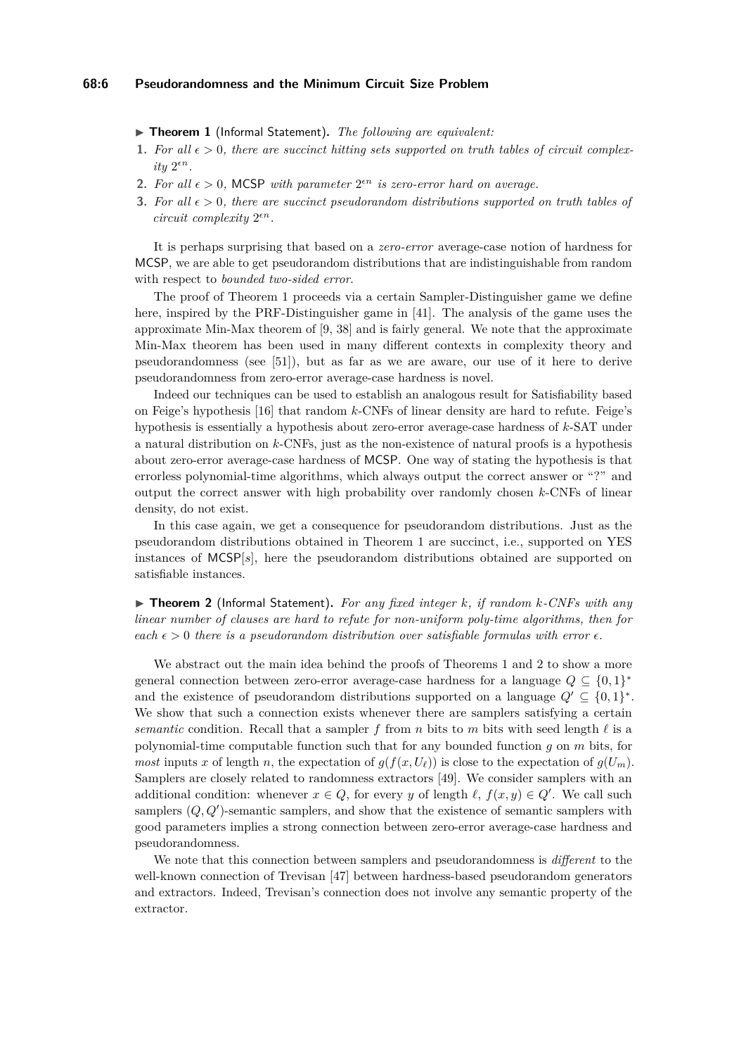▶ **Theorem 1** (Informal Statement)**.** *The following are equivalent:*

1. *For all $\epsilon > 0$, there are succinct hitting sets supported on truth tables of circuit complexity $2^{\epsilon n}$.*
2. *For all $\epsilon > 0$,* MCSP *with parameter $2^{\epsilon n}$ is zero-error hard on average.*
3. *For all $\epsilon > 0$, there are succinct pseudorandom distributions supported on truth tables of circuit complexity $2^{\epsilon n}$.*

It is perhaps surprising that based on a *zero-error* average-case notion of hardness for MCSP, we are able to get pseudorandom distributions that are indistinguishable from random with respect to *bounded two-sided error*.

The proof of Theorem 1 proceeds via a certain Sampler-Distinguisher game we define here, inspired by the PRF-Distinguisher game in [41]. The analysis of the game uses the approximate Min-Max theorem of [9, 38] and is fairly general. We note that the approximate Min-Max theorem has been used in many different contexts in complexity theory and pseudorandomness (see [51]), but as far as we are aware, our use of it here to derive pseudorandomness from zero-error average-case hardness is novel.

Indeed our techniques can be used to establish an analogous result for Satisfiability based on Feige's hypothesis [16] that random $k$-CNFs of linear density are hard to refute. Feige's hypothesis is essentially a hypothesis about zero-error average-case hardness of $k$-SAT under a natural distribution on $k$-CNFs, just as the non-existence of natural proofs is a hypothesis about zero-error average-case hardness of MCSP. One way of stating the hypothesis is that errorless polynomial-time algorithms, which always output the correct answer or "?" and output the correct answer with high probability over randomly chosen $k$-CNFs of linear density, do not exist.

In this case again, we get a consequence for pseudorandom distributions. Just as the pseudorandom distributions obtained in Theorem 1 are succinct, i.e., supported on YES instances of MCSP$[s]$, here the pseudorandom distributions obtained are supported on satisfiable instances.

▶ **Theorem 2** (Informal Statement)**.** *For any fixed integer $k$, if random $k$-CNFs with any linear number of clauses are hard to refute for non-uniform poly-time algorithms, then for each $\epsilon > 0$ there is a pseudorandom distribution over satisfiable formulas with error $\epsilon$.*

We abstract out the main idea behind the proofs of Theorems 1 and 2 to show a more general connection between zero-error average-case hardness for a language $Q \subseteq \{0,1\}^*$ and the existence of pseudorandom distributions supported on a language $Q' \subseteq \{0,1\}^*$. We show that such a connection exists whenever there are samplers satisfying a certain *semantic* condition. Recall that a sampler $f$ from $n$ bits to $m$ bits with seed length $\ell$ is a polynomial-time computable function such that for any bounded function $g$ on $m$ bits, for *most* inputs $x$ of length $n$, the expectation of $g(f(x, U_\ell))$ is close to the expectation of $g(U_m)$. Samplers are closely related to randomness extractors [49]. We consider samplers with an additional condition: whenever $x \in Q$, for every $y$ of length $\ell$, $f(x, y) \in Q'$. We call such samplers $(Q, Q')$-semantic samplers, and show that the existence of semantic samplers with good parameters implies a strong connection between zero-error average-case hardness and pseudorandomness.

We note that this connection between samplers and pseudorandomness is *different* to the well-known connection of Trevisan [47] between hardness-based pseudorandom generators and extractors. Indeed, Trevisan's connection does not involve any semantic property of the extractor.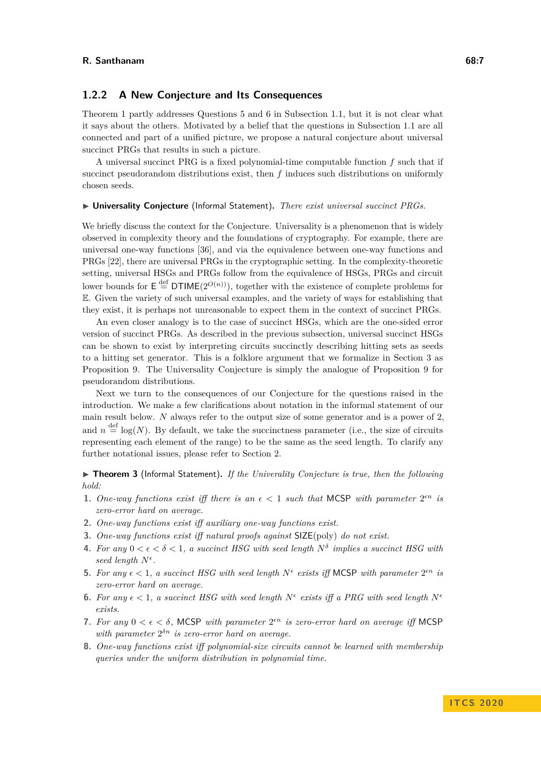### 1.2.2 A New Conjecture and Its Consequences

Theorem 1 partly addresses Questions 5 and 6 in Subsection 1.1, but it is not clear what it says about the others. Motivated by a belief that the questions in Subsection 1.1 are all connected and part of a unified picture, we propose a natural conjecture about universal succinct PRGs that results in such a picture.

A universal succinct PRG is a fixed polynomial-time computable function $f$ such that if succinct pseudorandom distributions exist, then $f$ induces such distributions on uniformly chosen seeds.

▶ **Universality Conjecture** (Informal Statement). *There exist universal succinct PRGs.*

We briefly discuss the context for the Conjecture. Universality is a phenomenon that is widely observed in complexity theory and the foundations of cryptography. For example, there are universal one-way functions [36], and via the equivalence between one-way functions and PRGs [22], there are universal PRGs in the cryptographic setting. In the complexity-theoretic setting, universal HSGs and PRGs follow from the equivalence of HSGs, PRGs and circuit lower bounds for $\mathsf{E} \stackrel{\text{def}}{=} \mathsf{DTIME}(2^{O(n)})$, together with the existence of complete problems for $\mathbb{E}$. Given the variety of such universal examples, and the variety of ways for establishing that they exist, it is perhaps not unreasonable to expect them in the context of succinct PRGs.

An even closer analogy is to the case of succinct HSGs, which are the one-sided error version of succinct PRGs. As described in the previous subsection, universal succinct HSGs can be shown to exist by interpreting circuits succinctly describing hitting sets as seeds to a hitting set generator. This is a folklore argument that we formalize in Section 3 as Proposition 9. The Universality Conjecture is simply the analogue of Proposition 9 for pseudorandom distributions.

Next we turn to the consequences of our Conjecture for the questions raised in the introduction. We make a few clarifications about notation in the informal statement of our main result below. $N$ always refer to the output size of some generator and is a power of 2, and $n \stackrel{\text{def}}{=} \log(N)$. By default, we take the succinctness parameter (i.e., the size of circuits representing each element of the range) to be the same as the seed length. To clarify any further notational issues, please refer to Section 2.

▶ **Theorem 3** (Informal Statement). *If the Univerality Conjecture is true, then the following hold:*

1. *One-way functions exist iff there is an $\epsilon < 1$ such that* MCSP *with parameter $2^{\epsilon n}$ is zero-error hard on average.*
2. *One-way functions exist iff auxiliary one-way functions exist.*
3. *One-way functions exist iff natural proofs against* $\mathsf{SIZE}(\text{poly})$ *do not exist.*
4. *For any $0 < \epsilon < \delta < 1$, a succinct HSG with seed length $N^\delta$ implies a succinct HSG with seed length $N^\epsilon$.*
5. *For any $\epsilon < 1$, a succinct HSG with seed length $N^\epsilon$ exists iff* MCSP *with parameter $2^{\epsilon n}$ is zero-error hard on average.*
6. *For any $\epsilon < 1$, a succinct HSG with seed length $N^\epsilon$ exists iff a PRG with seed length $N^\epsilon$ exists.*
7. *For any $0 < \epsilon < \delta$,* MCSP *with parameter $2^{\epsilon n}$ is zero-error hard on average iff* MCSP *with parameter $2^{\delta n}$ is zero-error hard on average.*
8. *One-way functions exist iff polynomial-size circuits cannot be learned with membership queries under the uniform distribution in polynomial time.*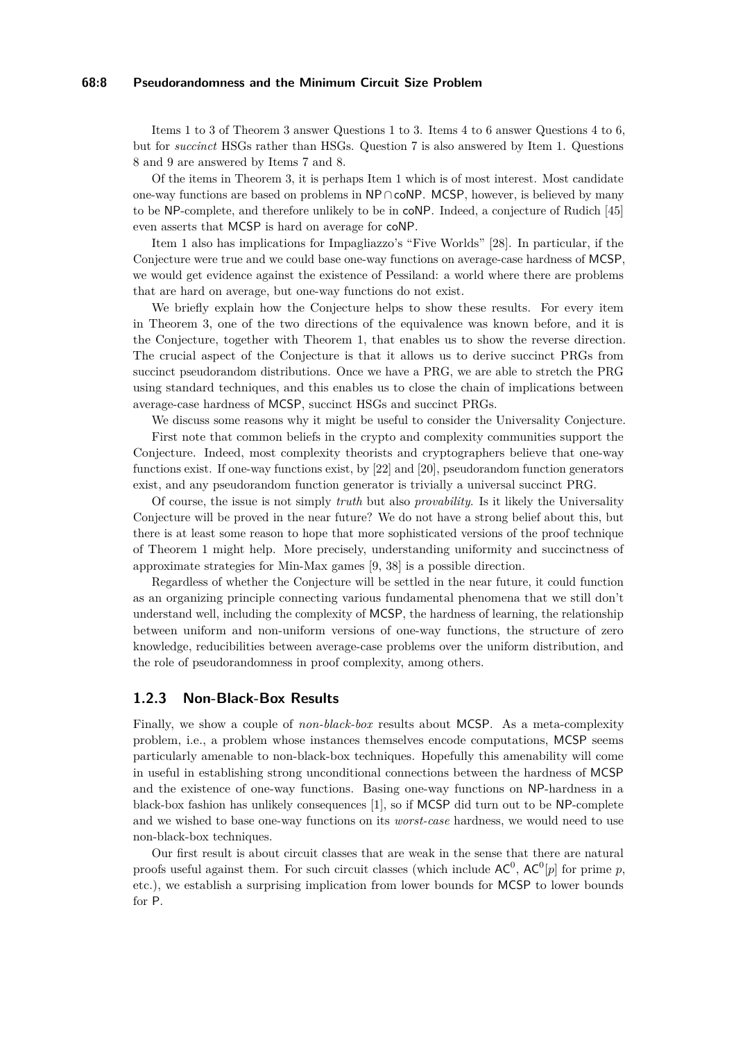Items 1 to 3 of Theorem 3 answer Questions 1 to 3. Items 4 to 6 answer Questions 4 to 6, but for *succinct* HSGs rather than HSGs. Question 7 is also answered by Item 1. Questions 8 and 9 are answered by Items 7 and 8.

Of the items in Theorem 3, it is perhaps Item 1 which is of most interest. Most candidate one-way functions are based on problems in NP$\cap$coNP. MCSP, however, is believed by many to be NP-complete, and therefore unlikely to be in coNP. Indeed, a conjecture of Rudich [45] even asserts that MCSP is hard on average for coNP.

Item 1 also has implications for Impagliazzo's "Five Worlds" [28]. In particular, if the Conjecture were true and we could base one-way functions on average-case hardness of MCSP, we would get evidence against the existence of Pessiland: a world where there are problems that are hard on average, but one-way functions do not exist.

We briefly explain how the Conjecture helps to show these results. For every item in Theorem 3, one of the two directions of the equivalence was known before, and it is the Conjecture, together with Theorem 1, that enables us to show the reverse direction. The crucial aspect of the Conjecture is that it allows us to derive succinct PRGs from succinct pseudorandom distributions. Once we have a PRG, we are able to stretch the PRG using standard techniques, and this enables us to close the chain of implications between average-case hardness of MCSP, succinct HSGs and succinct PRGs.

We discuss some reasons why it might be useful to consider the Universality Conjecture.

First note that common beliefs in the crypto and complexity communities support the Conjecture. Indeed, most complexity theorists and cryptographers believe that one-way functions exist. If one-way functions exist, by [22] and [20], pseudorandom function generators exist, and any pseudorandom function generator is trivially a universal succinct PRG.

Of course, the issue is not simply *truth* but also *provability.* Is it likely the Universality Conjecture will be proved in the near future? We do not have a strong belief about this, but there is at least some reason to hope that more sophisticated versions of the proof technique of Theorem 1 might help. More precisely, understanding uniformity and succinctness of approximate strategies for Min-Max games [9, 38] is a possible direction.

Regardless of whether the Conjecture will be settled in the near future, it could function as an organizing principle connecting various fundamental phenomena that we still don't understand well, including the complexity of MCSP, the hardness of learning, the relationship between uniform and non-uniform versions of one-way functions, the structure of zero knowledge, reducibilities between average-case problems over the uniform distribution, and the role of pseudorandomness in proof complexity, among others.

### 1.2.3 Non-Black-Box Results

Finally, we show a couple of *non-black-box* results about MCSP. As a meta-complexity problem, i.e., a problem whose instances themselves encode computations, MCSP seems particularly amenable to non-black-box techniques. Hopefully this amenability will come in useful in establishing strong unconditional connections between the hardness of MCSP and the existence of one-way functions. Basing one-way functions on NP-hardness in a black-box fashion has unlikely consequences [1], so if MCSP did turn out to be NP-complete and we wished to base one-way functions on its *worst-case* hardness, we would need to use non-black-box techniques.

Our first result is about circuit classes that are weak in the sense that there are natural proofs useful against them. For such circuit classes (which include $\mathsf{AC}^0$, $\mathsf{AC}^0[p]$ for prime $p$, etc.), we establish a surprising implication from lower bounds for MCSP to lower bounds for P.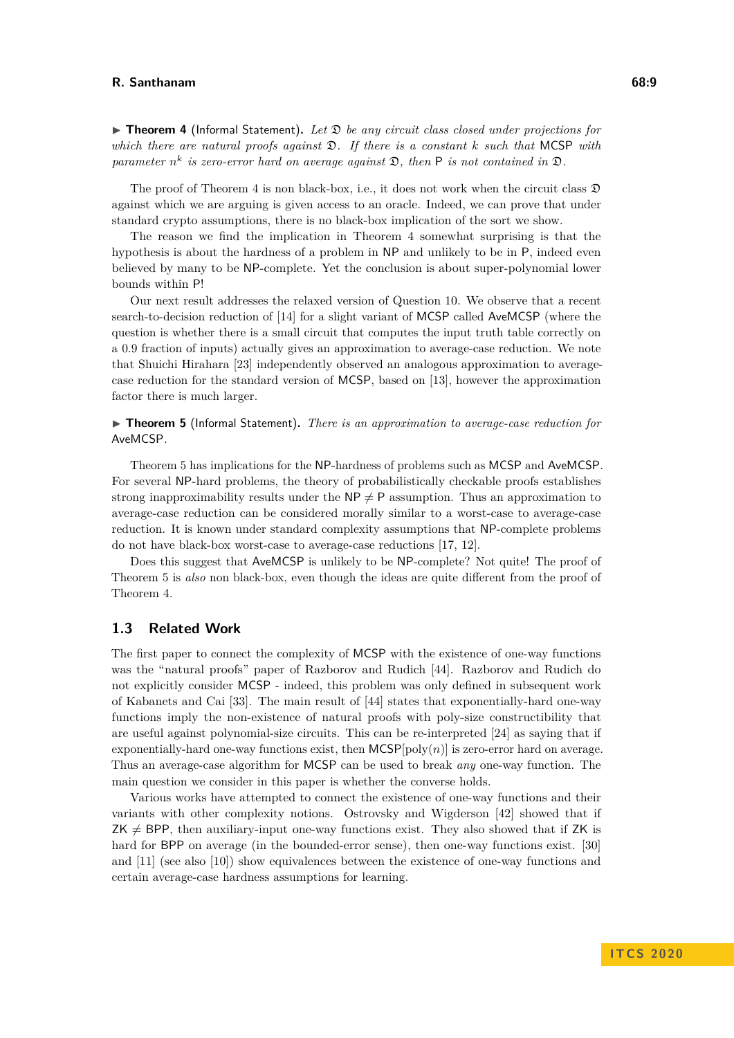▶ **Theorem 4** (Informal Statement). *Let $\mathfrak{D}$ be any circuit class closed under projections for which there are natural proofs against $\mathfrak{D}$. If there is a constant $k$ such that* MCSP *with parameter $n^k$ is zero-error hard on average against $\mathfrak{D}$, then* P *is not contained in $\mathfrak{D}$.*

The proof of Theorem 4 is non black-box, i.e., it does not work when the circuit class $\mathfrak{D}$ against which we are arguing is given access to an oracle. Indeed, we can prove that under standard crypto assumptions, there is no black-box implication of the sort we show.

The reason we find the implication in Theorem 4 somewhat surprising is that the hypothesis is about the hardness of a problem in NP and unlikely to be in P, indeed even believed by many to be NP-complete. Yet the conclusion is about super-polynomial lower bounds within P!

Our next result addresses the relaxed version of Question 10. We observe that a recent search-to-decision reduction of [14] for a slight variant of MCSP called AveMCSP (where the question is whether there is a small circuit that computes the input truth table correctly on a 0.9 fraction of inputs) actually gives an approximation to average-case reduction. We note that Shuichi Hirahara [23] independently observed an analogous approximation to average-case reduction for the standard version of MCSP, based on [13], however the approximation factor there is much larger.

▶ **Theorem 5** (Informal Statement). *There is an approximation to average-case reduction for* AveMCSP*.*

Theorem 5 has implications for the NP-hardness of problems such as MCSP and AveMCSP. For several NP-hard problems, the theory of probabilistically checkable proofs establishes strong inapproximability results under the NP $\neq$ P assumption. Thus an approximation to average-case reduction can be considered morally similar to a worst-case to average-case reduction. It is known under standard complexity assumptions that NP-complete problems do not have black-box worst-case to average-case reductions [17, 12].

Does this suggest that AveMCSP is unlikely to be NP-complete? Not quite! The proof of Theorem 5 is *also* non black-box, even though the ideas are quite different from the proof of Theorem 4.

## 1.3 Related Work

The first paper to connect the complexity of MCSP with the existence of one-way functions was the "natural proofs" paper of Razborov and Rudich [44]. Razborov and Rudich do not explicitly consider MCSP - indeed, this problem was only defined in subsequent work of Kabanets and Cai [33]. The main result of [44] states that exponentially-hard one-way functions imply the non-existence of natural proofs with poly-size constructibility that are useful against polynomial-size circuits. This can be re-interpreted [24] as saying that if exponentially-hard one-way functions exist, then MCSP[poly$(n)$] is zero-error hard on average. Thus an average-case algorithm for MCSP can be used to break *any* one-way function. The main question we consider in this paper is whether the converse holds.

Various works have attempted to connect the existence of one-way functions and their variants with other complexity notions. Ostrovsky and Wigderson [42] showed that if ZK $\neq$ BPP, then auxiliary-input one-way functions exist. They also showed that if ZK is hard for BPP on average (in the bounded-error sense), then one-way functions exist. [30] and [11] (see also [10]) show equivalences between the existence of one-way functions and certain average-case hardness assumptions for learning.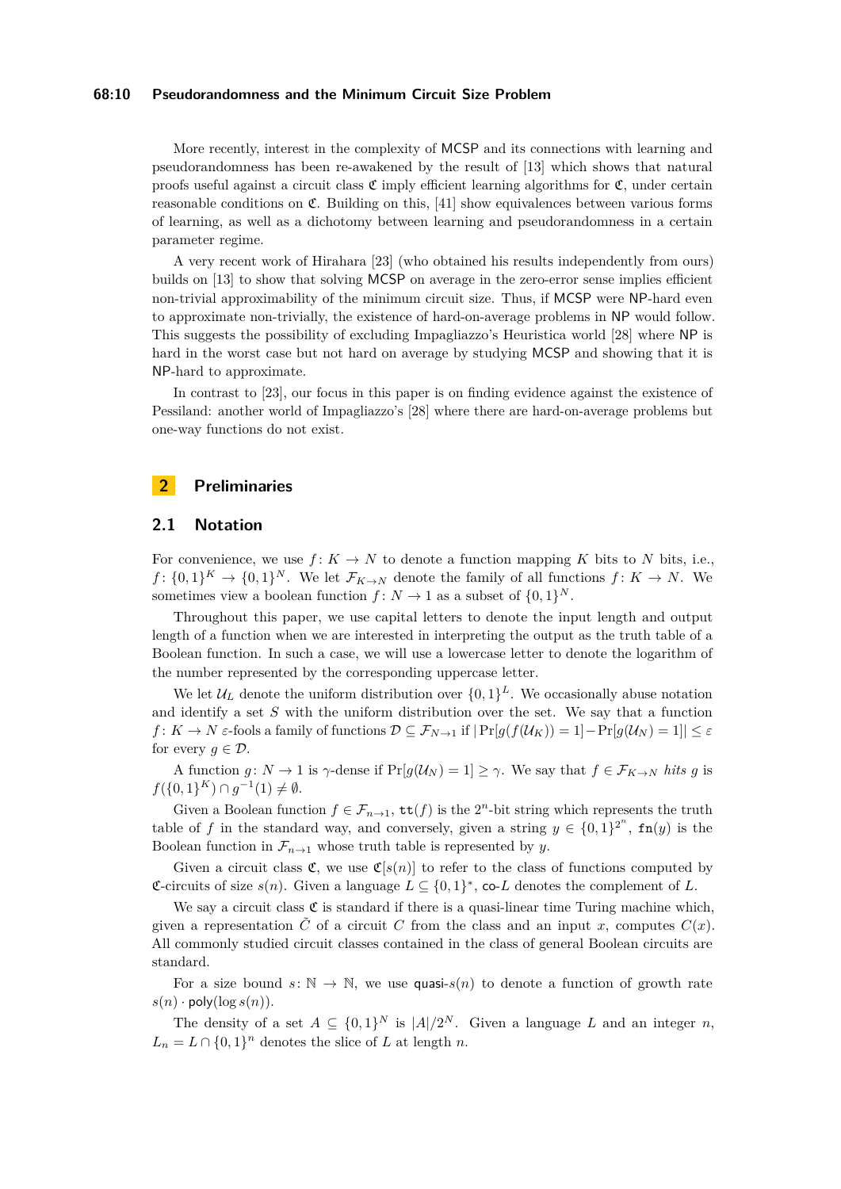More recently, interest in the complexity of MCSP and its connections with learning and pseudorandomness has been re-awakened by the result of [13] which shows that natural proofs useful against a circuit class $\mathfrak{C}$ imply efficient learning algorithms for $\mathfrak{C}$, under certain reasonable conditions on $\mathfrak{C}$. Building on this, [41] show equivalences between various forms of learning, as well as a dichotomy between learning and pseudorandomness in a certain parameter regime.

A very recent work of Hirahara [23] (who obtained his results independently from ours) builds on [13] to show that solving MCSP on average in the zero-error sense implies efficient non-trivial approximability of the minimum circuit size. Thus, if MCSP were NP-hard even to approximate non-trivially, the existence of hard-on-average problems in NP would follow. This suggests the possibility of excluding Impagliazzo's Heuristica world [28] where NP is hard in the worst case but not hard on average by studying MCSP and showing that it is NP-hard to approximate.

In contrast to [23], our focus in this paper is on finding evidence against the existence of Pessiland: another world of Impagliazzo's [28] where there are hard-on-average problems but one-way functions do not exist.

## 2 Preliminaries

### 2.1 Notation

For convenience, we use $f\colon K \to N$ to denote a function mapping $K$ bits to $N$ bits, i.e., $f\colon \{0,1\}^K \to \{0,1\}^N$. We let $\mathcal{F}_{K\to N}$ denote the family of all functions $f\colon K \to N$. We sometimes view a boolean function $f\colon N \to 1$ as a subset of $\{0,1\}^N$.

Throughout this paper, we use capital letters to denote the input length and output length of a function when we are interested in interpreting the output as the truth table of a Boolean function. In such a case, we will use a lowercase letter to denote the logarithm of the number represented by the corresponding uppercase letter.

We let $\mathcal{U}_L$ denote the uniform distribution over $\{0,1\}^L$. We occasionally abuse notation and identify a set $S$ with the uniform distribution over the set. We say that a function $f\colon K \to N$ $\varepsilon$-fools a family of functions $\mathcal{D} \subseteq \mathcal{F}_{N\to 1}$ if $|\Pr[g(f(\mathcal{U}_K)) = 1] - \Pr[g(\mathcal{U}_N) = 1]| \le \varepsilon$ for every $g \in \mathcal{D}$.

A function $g\colon N \to 1$ is $\gamma$-dense if $\Pr[g(\mathcal{U}_N) = 1] \ge \gamma$. We say that $f \in \mathcal{F}_{K\to N}$ *hits* $g$ is $f(\{0,1\}^K) \cap g^{-1}(1) \neq \emptyset$.

Given a Boolean function $f \in \mathcal{F}_{n\to 1}$, $\mathtt{tt}(f)$ is the $2^n$-bit string which represents the truth table of $f$ in the standard way, and conversely, given a string $y \in \{0,1\}^{2^n}$, $\mathtt{fn}(y)$ is the Boolean function in $\mathcal{F}_{n\to 1}$ whose truth table is represented by $y$.

Given a circuit class $\mathfrak{C}$, we use $\mathfrak{C}[s(n)]$ to refer to the class of functions computed by $\mathfrak{C}$-circuits of size $s(n)$. Given a language $L \subseteq \{0,1\}^*$, co-$L$ denotes the complement of $L$.

We say a circuit class $\mathfrak{C}$ is standard if there is a quasi-linear time Turing machine which, given a representation $\tilde{C}$ of a circuit $C$ from the class and an input $x$, computes $C(x)$. All commonly studied circuit classes contained in the class of general Boolean circuits are standard.

For a size bound $s\colon \mathbb{N} \to \mathbb{N}$, we use quasi-$s(n)$ to denote a function of growth rate $s(n) \cdot \mathsf{poly}(\log s(n))$.

The density of a set $A \subseteq \{0,1\}^N$ is $|A|/2^N$. Given a language $L$ and an integer $n$, $L_n = L \cap \{0,1\}^n$ denotes the slice of $L$ at length $n$.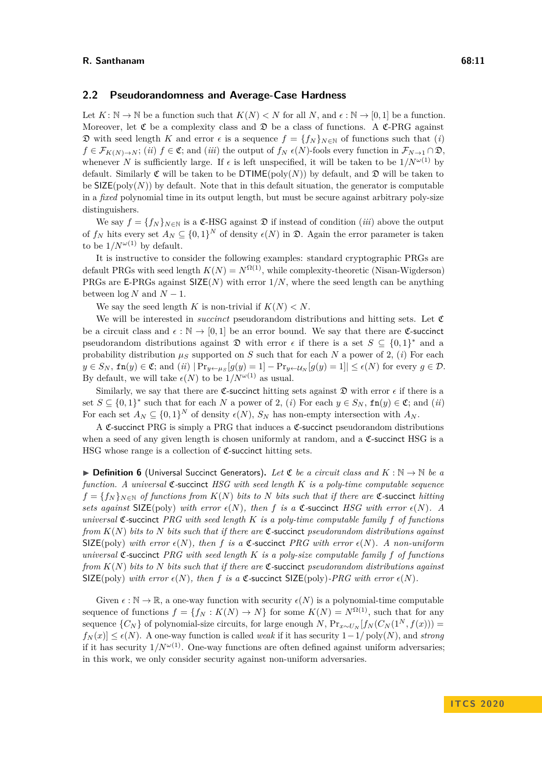## 2.2 Pseudorandomness and Average-Case Hardness

Let $K\colon \mathbb{N} \to \mathbb{N}$ be a function such that $K(N) < N$ for all $N$, and $\epsilon : \mathbb{N} \to [0,1]$ be a function. Moreover, let $\mathfrak{C}$ be a complexity class and $\mathfrak{D}$ be a class of functions. A $\mathfrak{C}$-PRG against $\mathfrak{D}$ with seed length $K$ and error $\epsilon$ is a sequence $f = \{f_N\}_{N\in\mathbb{N}}$ of functions such that $(i)$ $f \in \mathcal{F}_{K(N)\to N}$; $(ii)$ $f \in \mathfrak{C}$; and $(iii)$ the output of $f_N$ $\epsilon(N)$-fools every function in $\mathcal{F}_{N\to 1} \cap \mathfrak{D}$, whenever $N$ is sufficiently large. If $\epsilon$ is left unspecified, it will be taken to be $1/N^{\omega(1)}$ by default. Similarly $\mathfrak{C}$ will be taken to be $\mathsf{DTIME}(\mathrm{poly}(N))$ by default, and $\mathfrak{D}$ will be taken to be $\mathsf{SIZE}(\mathrm{poly}(N))$ by default. Note that in this default situation, the generator is computable in a *fixed* polynomial time in its output length, but must be secure against arbitrary poly-size distinguishers.

We say $f = \{f_N\}_{N\in\mathbb{N}}$ is a $\mathfrak{C}$-HSG against $\mathfrak{D}$ if instead of condition $(iii)$ above the output of $f_N$ hits every set $A_N \subseteq \{0,1\}^N$ of density $\epsilon(N)$ in $\mathfrak{D}$. Again the error parameter is taken to be $1/N^{\omega(1)}$ by default.

It is instructive to consider the following examples: standard cryptographic PRGs are default PRGs with seed length $K(N) = N^{\Omega(1)}$, while complexity-theoretic (Nisan-Wigderson) PRGs are $\mathsf{E}$-PRGs against $\mathsf{SIZE}(N)$ with error $1/N$, where the seed length can be anything between $\log N$ and $N-1$.

We say the seed length $K$ is non-trivial if $K(N) < N$.

We will be interested in *succinct* pseudorandom distributions and hitting sets. Let $\mathfrak{C}$ be a circuit class and $\epsilon : \mathbb{N} \to [0,1]$ be an error bound. We say that there are $\mathfrak{C}$-succinct pseudorandom distributions against $\mathfrak{D}$ with error $\epsilon$ if there is a set $S \subseteq \{0,1\}^*$ and a probability distribution $\mu_S$ supported on $S$ such that for each $N$ a power of 2, $(i)$ For each $y \in S_N$, $\mathtt{fn}(y) \in \mathfrak{C}$; and $(ii)$ $|\Pr_{y\leftarrow\mu_S}[g(y) = 1] - \Pr_{y\leftarrow\mathcal{U}_N}[g(y) = 1]| \le \epsilon(N)$ for every $g \in \mathcal{D}$. By default, we will take $\epsilon(N)$ to be $1/N^{\omega(1)}$ as usual.

Similarly, we say that there are $\mathfrak{C}$-succinct hitting sets against $\mathfrak{D}$ with error $\epsilon$ if there is a set $S \subseteq \{0,1\}^*$ such that for each $N$ a power of 2, $(i)$ For each $y \in S_N$, $\mathtt{fn}(y) \in \mathfrak{C}$; and $(ii)$ For each set $A_N \subseteq \{0,1\}^N$ of density $\epsilon(N)$, $S_N$ has non-empty intersection with $A_N$.

A $\mathfrak{C}$-succinct PRG is simply a PRG that induces a $\mathfrak{C}$-succinct pseudorandom distributions when a seed of any given length is chosen uniformly at random, and a $\mathfrak{C}$-succinct HSG is a HSG whose range is a collection of $\mathfrak{C}$-succinct hitting sets.

▶ **Definition 6** (Universal Succinct Generators). *Let $\mathfrak{C}$ be a circuit class and $K : \mathbb{N} \to \mathbb{N}$ be a function. A universal $\mathfrak{C}$-succinct HSG with seed length $K$ is a poly-time computable sequence $f = \{f_N\}_{N\in\mathbb{N}}$ of functions from $K(N)$ bits to $N$ bits such that if there are $\mathfrak{C}$-succinct hitting sets against $\mathsf{SIZE}(\mathrm{poly})$ with error $\epsilon(N)$, then $f$ is a $\mathfrak{C}$-succinct HSG with error $\epsilon(N)$. A universal $\mathfrak{C}$-succinct PRG with seed length $K$ is a poly-time computable family $f$ of functions from $K(N)$ bits to $N$ bits such that if there are $\mathfrak{C}$-succinct pseudorandom distributions against $\mathsf{SIZE}(\mathrm{poly})$ with error $\epsilon(N)$, then $f$ is a $\mathfrak{C}$-succinct PRG with error $\epsilon(N)$. A non-uniform universal $\mathfrak{C}$-succinct PRG with seed length $K$ is a poly-size computable family $f$ of functions from $K(N)$ bits to $N$ bits such that if there are $\mathfrak{C}$-succinct pseudorandom distributions against $\mathsf{SIZE}(\mathrm{poly})$ with error $\epsilon(N)$, then $f$ is a $\mathfrak{C}$-succinct $\mathsf{SIZE}(\mathrm{poly})$-PRG with error $\epsilon(N)$.*

Given $\epsilon : \mathbb{N} \to \mathbb{R}$, a one-way function with security $\epsilon(N)$ is a polynomial-time computable sequence of functions $f = \{f_N : K(N) \to N\}$ for some $K(N) = N^{\Omega(1)}$, such that for any sequence $\{C_N\}$ of polynomial-size circuits, for large enough $N$, $\Pr_{x\sim U_N}[f_N(C_N(1^N, f(x))) = f_N(x)] \le \epsilon(N)$. A one-way function is called *weak* if it has security $1 - 1/\mathrm{poly}(N)$, and *strong* if it has security $1/N^{\omega(1)}$. One-way functions are often defined against uniform adversaries; in this work, we only consider security against non-uniform adversaries.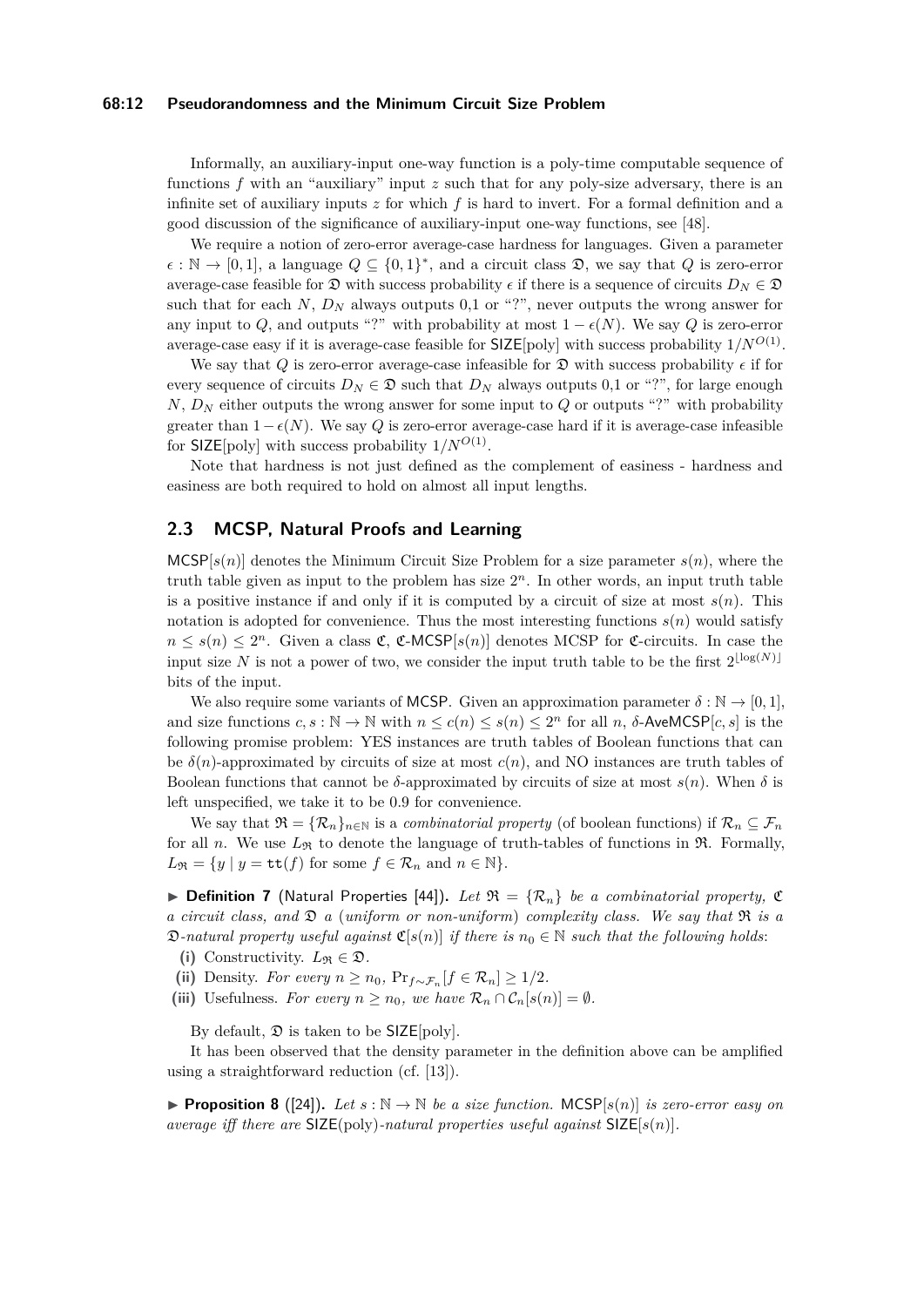Informally, an auxiliary-input one-way function is a poly-time computable sequence of functions $f$ with an "auxiliary" input $z$ such that for any poly-size adversary, there is an infinite set of auxiliary inputs $z$ for which $f$ is hard to invert. For a formal definition and a good discussion of the significance of auxiliary-input one-way functions, see [48].

We require a notion of zero-error average-case hardness for languages. Given a parameter $\epsilon : \mathbb{N} \to [0,1]$, a language $Q \subseteq \{0,1\}^*$, and a circuit class $\mathfrak{D}$, we say that $Q$ is zero-error average-case feasible for $\mathfrak{D}$ with success probability $\epsilon$ if there is a sequence of circuits $D_N \in \mathfrak{D}$ such that for each $N$, $D_N$ always outputs 0,1 or "?", never outputs the wrong answer for any input to $Q$, and outputs "?" with probability at most $1 - \epsilon(N)$. We say $Q$ is zero-error average-case easy if it is average-case feasible for $\mathsf{SIZE}[\text{poly}]$ with success probability $1/N^{O(1)}$.

We say that $Q$ is zero-error average-case infeasible for $\mathfrak{D}$ with success probability $\epsilon$ if for every sequence of circuits $D_N \in \mathfrak{D}$ such that $D_N$ always outputs 0,1 or "?", for large enough $N$, $D_N$ either outputs the wrong answer for some input to $Q$ or outputs "?" with probability greater than $1 - \epsilon(N)$. We say $Q$ is zero-error average-case hard if it is average-case infeasible for $\mathsf{SIZE}[\text{poly}]$ with success probability $1/N^{O(1)}$.

Note that hardness is not just defined as the complement of easiness - hardness and easiness are both required to hold on almost all input lengths.

## 2.3 MCSP, Natural Proofs and Learning

$\mathsf{MCSP}[s(n)]$ denotes the Minimum Circuit Size Problem for a size parameter $s(n)$, where the truth table given as input to the problem has size $2^n$. In other words, an input truth table is a positive instance if and only if it is computed by a circuit of size at most $s(n)$. This notation is adopted for convenience. Thus the most interesting functions $s(n)$ would satisfy $n \leq s(n) \leq 2^n$. Given a class $\mathfrak{C}$, $\mathfrak{C}$-$\mathsf{MCSP}[s(n)]$ denotes MCSP for $\mathfrak{C}$-circuits. In case the input size $N$ is not a power of two, we consider the input truth table to be the first $2^{\lfloor \log(N) \rfloor}$ bits of the input.

We also require some variants of $\mathsf{MCSP}$. Given an approximation parameter $\delta : \mathbb{N} \to [0,1]$, and size functions $c, s : \mathbb{N} \to \mathbb{N}$ with $n \leq c(n) \leq s(n) \leq 2^n$ for all $n$, $\delta$-$\mathsf{AveMCSP}[c,s]$ is the following promise problem: YES instances are truth tables of Boolean functions that can be $\delta(n)$-approximated by circuits of size at most $c(n)$, and NO instances are truth tables of Boolean functions that cannot be $\delta$-approximated by circuits of size at most $s(n)$. When $\delta$ is left unspecified, we take it to be 0.9 for convenience.

We say that $\mathfrak{R} = \{\mathcal{R}_n\}_{n \in \mathbb{N}}$ is a *combinatorial property* (of boolean functions) if $\mathcal{R}_n \subseteq \mathcal{F}_n$ for all $n$. We use $L_{\mathfrak{R}}$ to denote the language of truth-tables of functions in $\mathfrak{R}$. Formally, $L_{\mathfrak{R}} = \{y \mid y = \mathtt{tt}(f) \text{ for some } f \in \mathcal{R}_n \text{ and } n \in \mathbb{N}\}$.

▶ **Definition 7** (Natural Properties [44]). *Let $\mathfrak{R} = \{\mathcal{R}_n\}$ be a combinatorial property, $\mathfrak{C}$ a circuit class, and $\mathfrak{D}$ a (uniform or non-uniform) complexity class. We say that $\mathfrak{R}$ is a $\mathfrak{D}$-natural property useful against $\mathfrak{C}[s(n)]$ if there is $n_0 \in \mathbb{N}$ such that the following holds*:

- **(i)** Constructivity. *$L_{\mathfrak{R}} \in \mathfrak{D}$.*
- **(ii)** Density. *For every $n \geq n_0$, $\Pr_{f \sim \mathcal{F}_n}[f \in \mathcal{R}_n] \geq 1/2$.*
- **(iii)** Usefulness. *For every $n \geq n_0$, we have $\mathcal{R}_n \cap \mathcal{C}_n[s(n)] = \emptyset$.*

By default, $\mathfrak{D}$ is taken to be $\mathsf{SIZE}[\text{poly}]$.

It has been observed that the density parameter in the definition above can be amplified using a straightforward reduction (cf. [13]).

▶ **Proposition 8** ([24]). *Let $s : \mathbb{N} \to \mathbb{N}$ be a size function. $\mathsf{MCSP}[s(n)]$ is zero-error easy on average iff there are $\mathsf{SIZE}(\text{poly})$-natural properties useful against $\mathsf{SIZE}[s(n)]$.*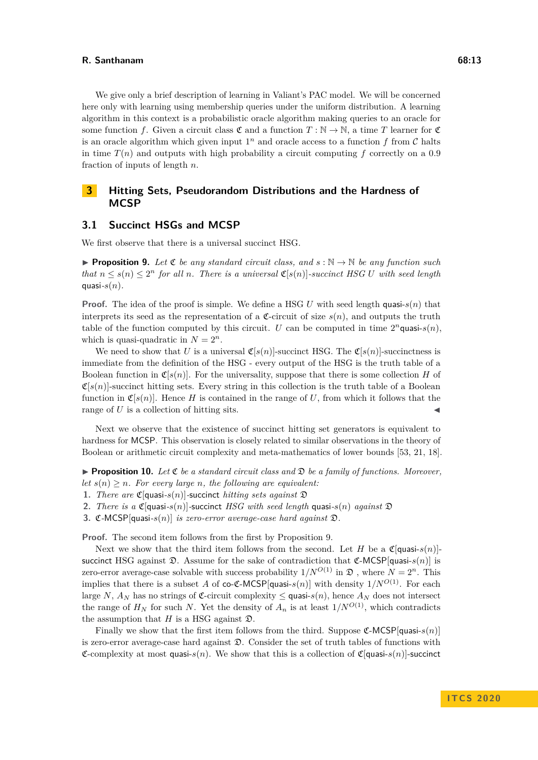We give only a brief description of learning in Valiant's PAC model. We will be concerned here only with learning using membership queries under the uniform distribution. A learning algorithm in this context is a probabilistic oracle algorithm making queries to an oracle for some function $f$. Given a circuit class $\mathfrak{C}$ and a function $T : \mathbb{N} \to \mathbb{N}$, a time $T$ learner for $\mathfrak{C}$ is an oracle algorithm which given input $1^n$ and oracle access to a function $f$ from $\mathcal{C}$ halts in time $T(n)$ and outputs with high probability a circuit computing $f$ correctly on a 0.9 fraction of inputs of length $n$.

# 3 Hitting Sets, Pseudorandom Distributions and the Hardness of MCSP

## 3.1 Succinct HSGs and MCSP

We first observe that there is a universal succinct HSG.

▶ **Proposition 9.** *Let $\mathfrak{C}$ be any standard circuit class, and $s : \mathbb{N} \to \mathbb{N}$ be any function such that $n \leq s(n) \leq 2^n$ for all $n$. There is a universal $\mathfrak{C}[s(n)]$-succinct HSG $U$ with seed length* $\mathsf{quasi}\text{-}s(n)$.

**Proof.** The idea of the proof is simple. We define a HSG $U$ with seed length $\mathsf{quasi}\text{-}s(n)$ that interprets its seed as the representation of a $\mathfrak{C}$-circuit of size $s(n)$, and outputs the truth table of the function computed by this circuit. $U$ can be computed in time $2^n\mathsf{quasi}\text{-}s(n)$, which is quasi-quadratic in $N = 2^n$.

We need to show that $U$ is a universal $\mathfrak{C}[s(n)]$-succinct HSG. The $\mathfrak{C}[s(n)]$-succinctness is immediate from the definition of the HSG - every output of the HSG is the truth table of a Boolean function in $\mathfrak{C}[s(n)]$. For the universality, suppose that there is some collection $H$ of $\mathfrak{C}[s(n)]$-succinct hitting sets. Every string in this collection is the truth table of a Boolean function in $\mathfrak{C}[s(n)]$. Hence $H$ is contained in the range of $U$, from which it follows that the range of $U$ is a collection of hitting sits. ◀

Next we observe that the existence of succinct hitting set generators is equivalent to hardness for MCSP. This observation is closely related to similar observations in the theory of Boolean or arithmetic circuit complexity and meta-mathematics of lower bounds [53, 21, 18].

▶ **Proposition 10.** *Let $\mathfrak{C}$ be a standard circuit class and $\mathfrak{D}$ be a family of functions. Moreover, let $s(n) \geq n$. For every large $n$, the following are equivalent:*

1. *There are* $\mathfrak{C}[\mathsf{quasi}\text{-}s(n)]$-$\mathsf{succinct}$ *hitting sets against* $\mathfrak{D}$
2. *There is a* $\mathfrak{C}[\mathsf{quasi}\text{-}s(n)]$-$\mathsf{succinct}$ *HSG with seed length* $\mathsf{quasi}\text{-}s(n)$ *against* $\mathfrak{D}$
3. $\mathfrak{C}$-$\mathsf{MCSP}[\mathsf{quasi}\text{-}s(n)]$ *is zero-error average-case hard against* $\mathfrak{D}$.

**Proof.** The second item follows from the first by Proposition 9.

Next we show that the third item follows from the second. Let $H$ be a $\mathfrak{C}[\mathsf{quasi}\text{-}s(n)]$-$\mathsf{succinct}$ HSG against $\mathfrak{D}$. Assume for the sake of contradiction that $\mathfrak{C}$-$\mathsf{MCSP}[\mathsf{quasi}\text{-}s(n)]$ is zero-error average-case solvable with success probability $1/N^{O(1)}$ in $\mathfrak{D}$ , where $N = 2^n$. This implies that there is a subset $A$ of co-$\mathfrak{C}$-$\mathsf{MCSP}[\mathsf{quasi}\text{-}s(n)]$ with density $1/N^{O(1)}$. For each large $N$, $A_N$ has no strings of $\mathfrak{C}$-circuit complexity $\leq \mathsf{quasi}\text{-}s(n)$, hence $A_N$ does not intersect the range of $H_N$ for such $N$. Yet the density of $A_n$ is at least $1/N^{O(1)}$, which contradicts the assumption that $H$ is a HSG against $\mathfrak{D}$.

Finally we show that the first item follows from the third. Suppose $\mathfrak{C}$-$\mathsf{MCSP}[\mathsf{quasi}\text{-}s(n)]$ is zero-error average-case hard against $\mathfrak{D}$. Consider the set of truth tables of functions with $\mathfrak{C}$-complexity at most $\mathsf{quasi}\text{-}s(n)$. We show that this is a collection of $\mathfrak{C}[\mathsf{quasi}\text{-}s(n)]$-$\mathsf{succinct}$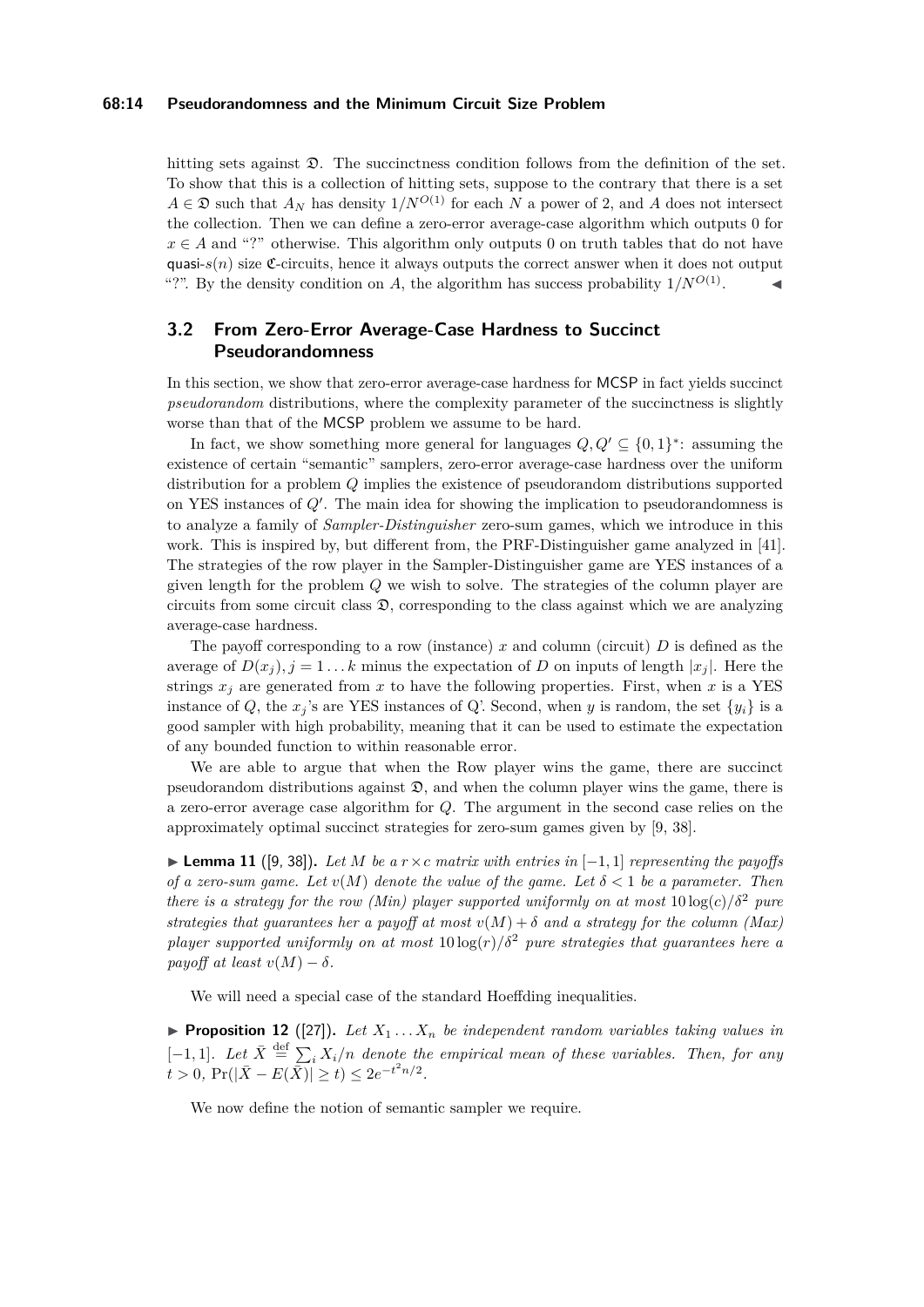hitting sets against $\mathfrak{D}$. The succinctness condition follows from the definition of the set. To show that this is a collection of hitting sets, suppose to the contrary that there is a set $A \in \mathfrak{D}$ such that $A_N$ has density $1/N^{O(1)}$ for each $N$ a power of 2, and $A$ does not intersect the collection. Then we can define a zero-error average-case algorithm which outputs 0 for $x \in A$ and "?" otherwise. This algorithm only outputs 0 on truth tables that do not have quasi-$s(n)$ size $\mathfrak{C}$-circuits, hence it always outputs the correct answer when it does not output "?". By the density condition on $A$, the algorithm has success probability $1/N^{O(1)}$. ◀

## 3.2 From Zero-Error Average-Case Hardness to Succinct Pseudorandomness

In this section, we show that zero-error average-case hardness for MCSP in fact yields succinct *pseudorandom* distributions, where the complexity parameter of the succinctness is slightly worse than that of the MCSP problem we assume to be hard.

In fact, we show something more general for languages $Q, Q' \subseteq \{0,1\}^*$: assuming the existence of certain "semantic" samplers, zero-error average-case hardness over the uniform distribution for a problem $Q$ implies the existence of pseudorandom distributions supported on YES instances of $Q'$. The main idea for showing the implication to pseudorandomness is to analyze a family of *Sampler-Distinguisher* zero-sum games, which we introduce in this work. This is inspired by, but different from, the PRF-Distinguisher game analyzed in [41]. The strategies of the row player in the Sampler-Distinguisher game are YES instances of a given length for the problem $Q$ we wish to solve. The strategies of the column player are circuits from some circuit class $\mathfrak{D}$, corresponding to the class against which we are analyzing average-case hardness.

The payoff corresponding to a row (instance) $x$ and column (circuit) $D$ is defined as the average of $D(x_j), j = 1 \dots k$ minus the expectation of $D$ on inputs of length $|x_j|$. Here the strings $x_j$ are generated from $x$ to have the following properties. First, when $x$ is a YES instance of $Q$, the $x_j$'s are YES instances of Q'. Second, when $y$ is random, the set $\{y_i\}$ is a good sampler with high probability, meaning that it can be used to estimate the expectation of any bounded function to within reasonable error.

We are able to argue that when the Row player wins the game, there are succinct pseudorandom distributions against $\mathfrak{D}$, and when the column player wins the game, there is a zero-error average case algorithm for $Q$. The argument in the second case relies on the approximately optimal succinct strategies for zero-sum games given by [9, 38].

▶ **Lemma 11** ([9, 38])**.** *Let $M$ be a $r \times c$ matrix with entries in $[-1, 1]$ representing the payoffs of a zero-sum game. Let $v(M)$ denote the value of the game. Let $\delta < 1$ be a parameter. Then there is a strategy for the row (Min) player supported uniformly on at most $10 \log(c)/\delta^2$ pure strategies that guarantees her a payoff at most $v(M) + \delta$ and a strategy for the column (Max) player supported uniformly on at most $10 \log(r)/\delta^2$ pure strategies that guarantees here a payoff at least $v(M) - \delta$.*

We will need a special case of the standard Hoeffding inequalities.

▶ **Proposition 12** ([27])**.** *Let $X_1 \dots X_n$ be independent random variables taking values in $[-1, 1]$. Let $\bar{X} \stackrel{\text{def}}{=} \sum_i X_i/n$ denote the empirical mean of these variables. Then, for any $t > 0$, $\Pr(|\bar{X} - E(\bar{X})| \geq t) \leq 2e^{-t^2 n/2}$.*

We now define the notion of semantic sampler we require.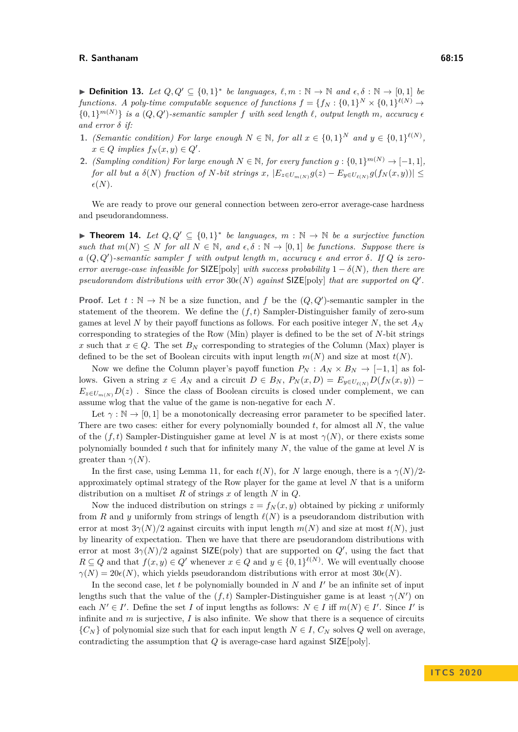▶ **Definition 13.** *Let $Q, Q' \subseteq \{0,1\}^*$ be languages, $\ell, m : \mathbb{N} \to \mathbb{N}$ and $\epsilon, \delta : \mathbb{N} \to [0,1]$ be functions. A poly-time computable sequence of functions $f = \{f_N : \{0,1\}^N \times \{0,1\}^{\ell(N)} \to \{0,1\}^{m(N)}\}$ is a $(Q,Q')$-semantic sampler $f$ with seed length $\ell$, output length $m$, accuracy $\epsilon$ and error $\delta$ if:*

1. *(Semantic condition) For large enough $N \in \mathbb{N}$, for all $x \in \{0,1\}^N$ and $y \in \{0,1\}^{\ell(N)}$, $x \in Q$ implies $f_N(x,y) \in Q'$.*
2. *(Sampling condition) For large enough $N \in \mathbb{N}$, for every function $g : \{0,1\}^{m(N)} \to [-1,1]$, for all but a $\delta(N)$ fraction of $N$-bit strings $x$, $|E_{z \in U_{m(N)}} g(z) - E_{y \in U_{\ell(N)}} g(f_N(x,y))| \leq \epsilon(N)$.*

We are ready to prove our general connection between zero-error average-case hardness and pseudorandomness.

▶ **Theorem 14.** *Let $Q, Q' \subseteq \{0,1\}^*$ be languages, $m : \mathbb{N} \to \mathbb{N}$ be a surjective function such that $m(N) \leq N$ for all $N \in \mathbb{N}$, and $\epsilon, \delta : \mathbb{N} \to [0,1]$ be functions. Suppose there is a $(Q,Q')$-semantic sampler $f$ with output length $m$, accuracy $\epsilon$ and error $\delta$. If $Q$ is zero-error average-case infeasible for $\mathsf{SIZE}[\text{poly}]$ with success probability $1 - \delta(N)$, then there are pseudorandom distributions with error $30\epsilon(N)$ against $\mathsf{SIZE}[\text{poly}]$ that are supported on $Q'$.*

**Proof.** Let $t : \mathbb{N} \to \mathbb{N}$ be a size function, and $f$ be the $(Q,Q')$-semantic sampler in the statement of the theorem. We define the $(f,t)$ Sampler-Distinguisher family of zero-sum games at level $N$ by their payoff functions as follows. For each positive integer $N$, the set $A_N$ corresponding to strategies of the Row (Min) player is defined to be the set of $N$-bit strings $x$ such that $x \in Q$. The set $B_N$ corresponding to strategies of the Column (Max) player is defined to be the set of Boolean circuits with input length $m(N)$ and size at most $t(N)$.

Now we define the Column player's payoff function $P_N : A_N \times B_N \to [-1,1]$ as follows. Given a string $x \in A_N$ and a circuit $D \in B_N$, $P_N(x,D) = E_{y \in U_{\ell(N)}} D(f_N(x,y)) - E_{z \in U_{m(N)}} D(z)$ . Since the class of Boolean circuits is closed under complement, we can assume wlog that the value of the game is non-negative for each $N$.

Let $\gamma : \mathbb{N} \to [0,1]$ be a monotonically decreasing error parameter to be specified later. There are two cases: either for every polynomially bounded $t$, for almost all $N$, the value of the $(f,t)$ Sampler-Distinguisher game at level $N$ is at most $\gamma(N)$, or there exists some polynomially bounded $t$ such that for infinitely many $N$, the value of the game at level $N$ is greater than $\gamma(N)$.

In the first case, using Lemma 11, for each $t(N)$, for $N$ large enough, there is a $\gamma(N)/2$-approximately optimal strategy of the Row player for the game at level $N$ that is a uniform distribution on a multiset $R$ of strings $x$ of length $N$ in $Q$.

Now the induced distribution on strings $z = f_N(x,y)$ obtained by picking $x$ uniformly from $R$ and $y$ uniformly from strings of length $\ell(N)$ is a pseudorandom distribution with error at most $3\gamma(N)/2$ against circuits with input length $m(N)$ and size at most $t(N)$, just by linearity of expectation. Then we have that there are pseudorandom distributions with error at most $3\gamma(N)/2$ against $\mathsf{SIZE}(\text{poly})$ that are supported on $Q'$, using the fact that $R \subseteq Q$ and that $f(x,y) \in Q'$ whenever $x \in Q$ and $y \in \{0,1\}^{\ell(N)}$. We will eventually choose $\gamma(N) = 20\epsilon(N)$, which yields pseudorandom distributions with error at most $30\epsilon(N)$.

In the second case, let $t$ be polynomially bounded in $N$ and $I'$ be an infinite set of input lengths such that the value of the $(f,t)$ Sampler-Distinguisher game is at least $\gamma(N')$ on each $N' \in I'$. Define the set $I$ of input lengths as follows: $N \in I$ iff $m(N) \in I'$. Since $I'$ is infinite and $m$ is surjective, $I$ is also infinite. We show that there is a sequence of circuits $\{C_N\}$ of polynomial size such that for each input length $N \in I$, $C_N$ solves $Q$ well on average, contradicting the assumption that $Q$ is average-case hard against $\mathsf{SIZE}[\text{poly}]$.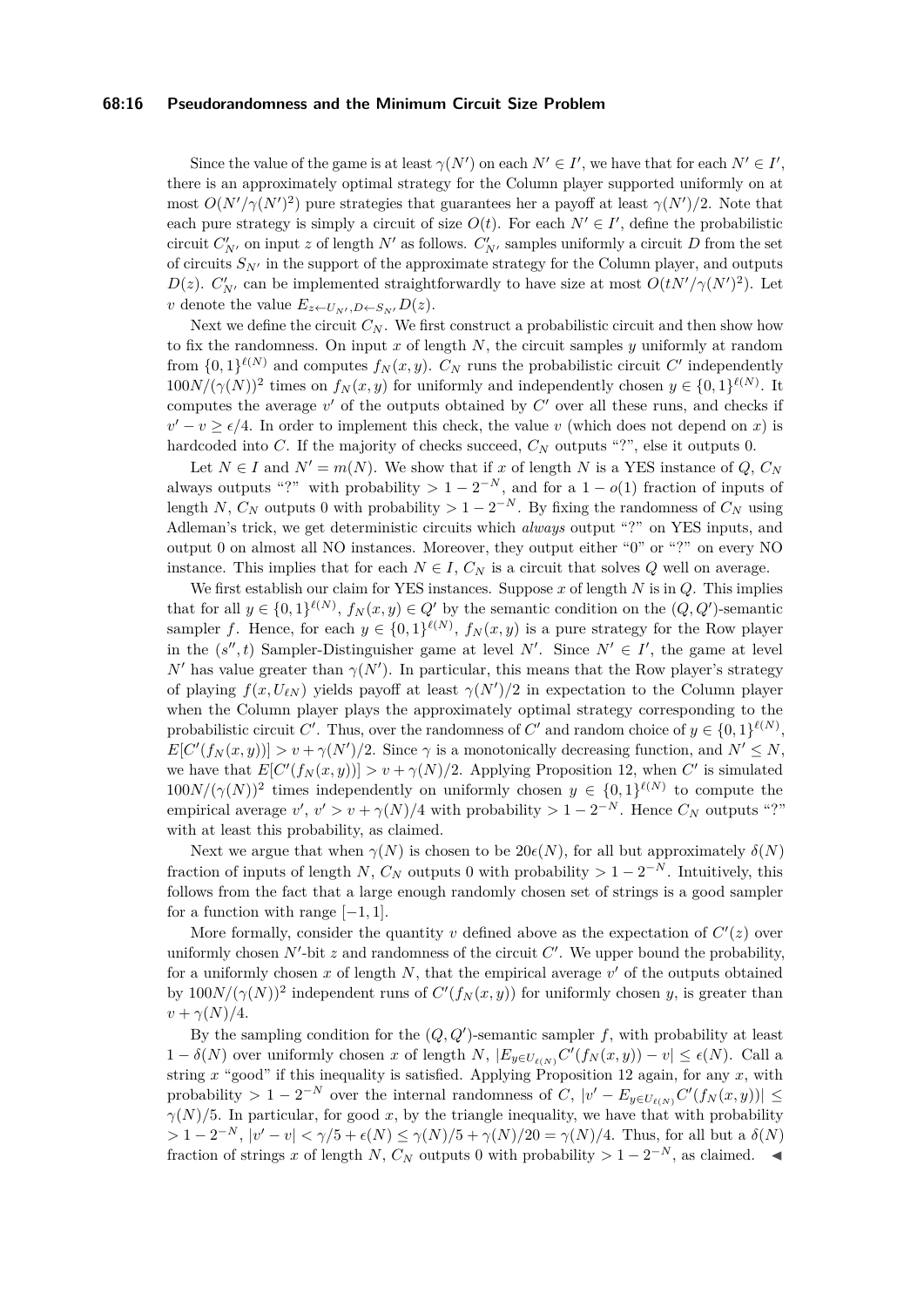Since the value of the game is at least $\gamma(N')$ on each $N' \in I'$, we have that for each $N' \in I'$, there is an approximately optimal strategy for the Column player supported uniformly on at most $O(N'/\gamma(N')^2)$ pure strategies that guarantees her a payoff at least $\gamma(N')/2$. Note that each pure strategy is simply a circuit of size $O(t)$. For each $N' \in I'$, define the probabilistic circuit $C'_{N'}$ on input $z$ of length $N'$ as follows. $C'_{N'}$ samples uniformly a circuit $D$ from the set of circuits $S_{N'}$ in the support of the approximate strategy for the Column player, and outputs $D(z)$. $C'_{N'}$ can be implemented straightforwardly to have size at most $O(tN'/\gamma(N')^2)$. Let $v$ denote the value $E_{z \leftarrow U_{N'}, D \leftarrow S_{N'}} D(z)$.

Next we define the circuit $C_N$. We first construct a probabilistic circuit and then show how to fix the randomness. On input $x$ of length $N$, the circuit samples $y$ uniformly at random from $\{0,1\}^{\ell(N)}$ and computes $f_N(x,y)$. $C_N$ runs the probabilistic circuit $C'$ independently $100N/(\gamma(N))^2$ times on $f_N(x,y)$ for uniformly and independently chosen $y \in \{0,1\}^{\ell(N)}$. It computes the average $v'$ of the outputs obtained by $C'$ over all these runs, and checks if $v' - v \geq \epsilon/4$. In order to implement this check, the value $v$ (which does not depend on $x$) is hardcoded into $C$. If the majority of checks succeed, $C_N$ outputs "?", else it outputs 0.

Let $N \in I$ and $N' = m(N)$. We show that if $x$ of length $N$ is a YES instance of $Q$, $C_N$ always outputs "?" with probability $> 1 - 2^{-N}$, and for a $1 - o(1)$ fraction of inputs of length $N$, $C_N$ outputs 0 with probability $> 1 - 2^{-N}$. By fixing the randomness of $C_N$ using Adleman's trick, we get deterministic circuits which *always* output "?" on YES inputs, and output 0 on almost all NO instances. Moreover, they output either "0" or "?" on every NO instance. This implies that for each $N \in I$, $C_N$ is a circuit that solves $Q$ well on average.

We first establish our claim for YES instances. Suppose $x$ of length $N$ is in $Q$. This implies that for all $y \in \{0,1\}^{\ell(N)}$, $f_N(x,y) \in Q'$ by the semantic condition on the $(Q,Q')$-semantic sampler $f$. Hence, for each $y \in \{0,1\}^{\ell(N)}$, $f_N(x,y)$ is a pure strategy for the Row player in the $(s'',t)$ Sampler-Distinguisher game at level $N'$. Since $N' \in I'$, the game at level $N'$ has value greater than $\gamma(N')$. In particular, this means that the Row player's strategy of playing $f(x, U_{\ell N})$ yields payoff at least $\gamma(N')/2$ in expectation to the Column player when the Column player plays the approximately optimal strategy corresponding to the probabilistic circuit $C'$. Thus, over the randomness of $C'$ and random choice of $y \in \{0,1\}^{\ell(N)}$, $E[C'(f_N(x,y))] > v + \gamma(N')/2$. Since $\gamma$ is a monotonically decreasing function, and $N' \leq N$, we have that $E[C'(f_N(x,y))] > v + \gamma(N)/2$. Applying Proposition 12, when $C'$ is simulated $100N/(\gamma(N))^2$ times independently on uniformly chosen $y \in \{0,1\}^{\ell(N)}$ to compute the empirical average $v'$, $v' > v + \gamma(N)/4$ with probability $> 1 - 2^{-N}$. Hence $C_N$ outputs "?" with at least this probability, as claimed.

Next we argue that when $\gamma(N)$ is chosen to be $20\epsilon(N)$, for all but approximately $\delta(N)$ fraction of inputs of length $N$, $C_N$ outputs 0 with probability $> 1 - 2^{-N}$. Intuitively, this follows from the fact that a large enough randomly chosen set of strings is a good sampler for a function with range $[-1, 1]$.

More formally, consider the quantity $v$ defined above as the expectation of $C'(z)$ over uniformly chosen $N'$-bit $z$ and randomness of the circuit $C'$. We upper bound the probability, for a uniformly chosen $x$ of length $N$, that the empirical average $v'$ of the outputs obtained by $100N/(\gamma(N))^2$ independent runs of $C'(f_N(x,y))$ for uniformly chosen $y$, is greater than $v + \gamma(N)/4$.

By the sampling condition for the $(Q,Q')$-semantic sampler $f$, with probability at least $1 - \delta(N)$ over uniformly chosen $x$ of length $N$, $|E_{y \in U_{\ell(N)}} C'(f_N(x,y)) - v| \leq \epsilon(N)$. Call a string $x$ "good" if this inequality is satisfied. Applying Proposition 12 again, for any $x$, with probability $> 1 - 2^{-N}$ over the internal randomness of $C$, $|v' - E_{y \in U_{\ell(N)}} C'(f_N(x,y))| \leq \gamma(N)/5$. In particular, for good $x$, by the triangle inequality, we have that with probability $> 1 - 2^{-N}$, $|v' - v| < \gamma/5 + \epsilon(N) \leq \gamma(N)/5 + \gamma(N)/20 = \gamma(N)/4$. Thus, for all but a $\delta(N)$ fraction of strings $x$ of length $N$, $C_N$ outputs 0 with probability $> 1 - 2^{-N}$, as claimed. ◀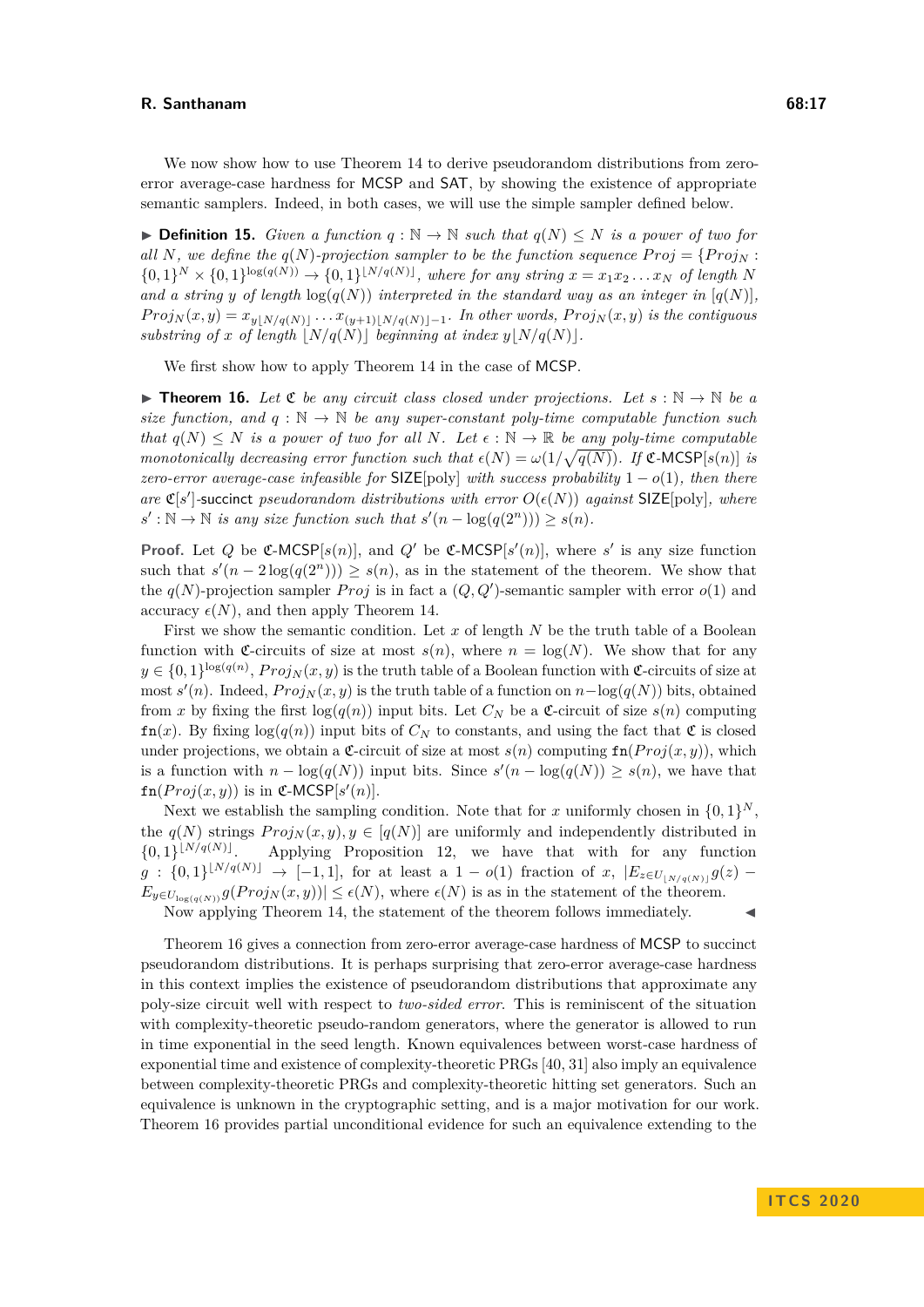We now show how to use Theorem 14 to derive pseudorandom distributions from zero-error average-case hardness for MCSP and SAT, by showing the existence of appropriate semantic samplers. Indeed, in both cases, we will use the simple sampler defined below.

▶ **Definition 15.** *Given a function $q : \mathbb{N} \to \mathbb{N}$ such that $q(N) \leq N$ is a power of two for all $N$, we define the $q(N)$-projection sampler to be the function sequence $Proj = \{Proj_N : \{0,1\}^N \times \{0,1\}^{\log(q(N))} \to \{0,1\}^{\lfloor N/q(N) \rfloor}$, where for any string $x = x_1 x_2 \ldots x_N$ of length $N$ and a string $y$ of length $\log(q(N))$ interpreted in the standard way as an integer in $[q(N)]$, $Proj_N(x,y) = x_{y\lfloor N/q(N)\rfloor} \ldots x_{(y+1)\lfloor N/q(N)\rfloor - 1}$. In other words, $Proj_N(x,y)$ is the contiguous substring of $x$ of length $\lfloor N/q(N) \rfloor$ beginning at index $y\lfloor N/q(N)\rfloor$.*

We first show how to apply Theorem 14 in the case of MCSP.

▶ **Theorem 16.** *Let $\mathfrak{C}$ be any circuit class closed under projections. Let $s : \mathbb{N} \to \mathbb{N}$ be a size function, and $q : \mathbb{N} \to \mathbb{N}$ be any super-constant poly-time computable function such that $q(N) \leq N$ is a power of two for all $N$. Let $\epsilon : \mathbb{N} \to \mathbb{R}$ be any poly-time computable monotonically decreasing error function such that $\epsilon(N) = \omega(1/\sqrt{q(N)})$. If $\mathfrak{C}$-MCSP$[s(n)]$ is zero-error average-case infeasible for SIZE[poly] with success probability $1 - o(1)$, then there are $\mathfrak{C}[s']$-succinct pseudorandom distributions with error $O(\epsilon(N))$ against SIZE[poly], where $s' : \mathbb{N} \to \mathbb{N}$ is any size function such that $s'(n - \log(q(2^n))) \geq s(n)$.*

**Proof.** Let $Q$ be $\mathfrak{C}$-MCSP$[s(n)]$, and $Q'$ be $\mathfrak{C}$-MCSP$[s'(n)]$, where $s'$ is any size function such that $s'(n - 2\log(q(2^n))) \geq s(n)$, as in the statement of the theorem. We show that the $q(N)$-projection sampler $Proj$ is in fact a $(Q, Q')$-semantic sampler with error $o(1)$ and accuracy $\epsilon(N)$, and then apply Theorem 14.

First we show the semantic condition. Let $x$ of length $N$ be the truth table of a Boolean function with $\mathfrak{C}$-circuits of size at most $s(n)$, where $n = \log(N)$. We show that for any $y \in \{0,1\}^{\log(q(n))}$, $Proj_N(x,y)$ is the truth table of a Boolean function with $\mathfrak{C}$-circuits of size at most $s'(n)$. Indeed, $Proj_N(x,y)$ is the truth table of a function on $n - \log(q(N))$ bits, obtained from $x$ by fixing the first $\log(q(n))$ input bits. Let $C_N$ be a $\mathfrak{C}$-circuit of size $s(n)$ computing $\mathtt{fn}(x)$. By fixing $\log(q(n))$ input bits of $C_N$ to constants, and using the fact that $\mathfrak{C}$ is closed under projections, we obtain a $\mathfrak{C}$-circuit of size at most $s(n)$ computing $\mathtt{fn}(Proj(x,y))$, which is a function with $n - \log(q(N))$ input bits. Since $s'(n - \log(q(N)) \geq s(n)$, we have that $\mathtt{fn}(Proj(x,y))$ is in $\mathfrak{C}$-MCSP$[s'(n)]$.

Next we establish the sampling condition. Note that for $x$ uniformly chosen in $\{0,1\}^N$, the $q(N)$ strings $Proj_N(x,y), y \in [q(N)]$ are uniformly and independently distributed in $\{0,1\}^{\lfloor N/q(N) \rfloor}$. Applying Proposition 12, we have that with for any function $g : \{0,1\}^{\lfloor N/q(N) \rfloor} \to [-1,1]$, for at least a $1 - o(1)$ fraction of $x$, $|E_{z \in U_{\lfloor N/q(N) \rfloor}} g(z) - E_{y \in U_{\log(q(N))}} g(Proj_N(x,y))| \leq \epsilon(N)$, where $\epsilon(N)$ is as in the statement of the theorem.

Now applying Theorem 14, the statement of the theorem follows immediately. ◀

Theorem 16 gives a connection from zero-error average-case hardness of MCSP to succinct pseudorandom distributions. It is perhaps surprising that zero-error average-case hardness in this context implies the existence of pseudorandom distributions that approximate any poly-size circuit well with respect to *two-sided error*. This is reminiscent of the situation with complexity-theoretic pseudo-random generators, where the generator is allowed to run in time exponential in the seed length. Known equivalences between worst-case hardness of exponential time and existence of complexity-theoretic PRGs [40, 31] also imply an equivalence between complexity-theoretic PRGs and complexity-theoretic hitting set generators. Such an equivalence is unknown in the cryptographic setting, and is a major motivation for our work. Theorem 16 provides partial unconditional evidence for such an equivalence extending to the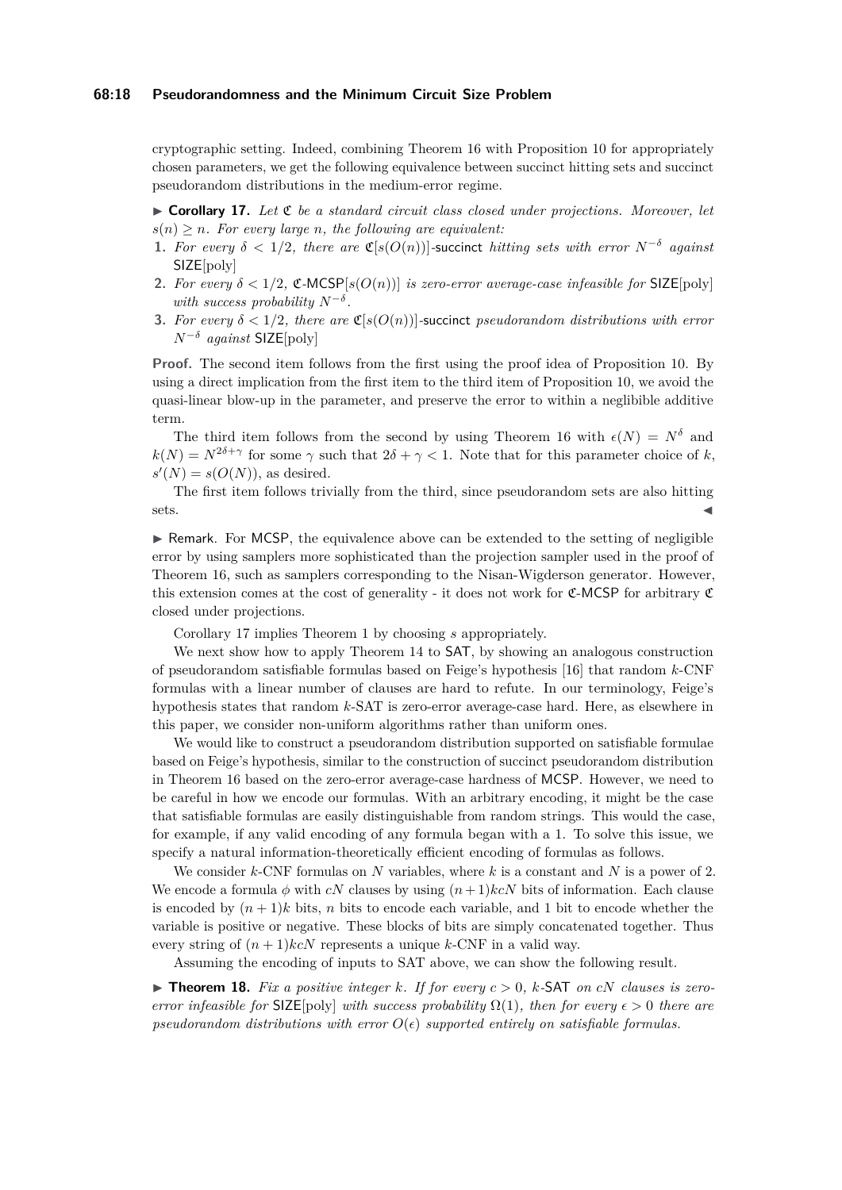cryptographic setting. Indeed, combining Theorem 16 with Proposition 10 for appropriately chosen parameters, we get the following equivalence between succinct hitting sets and succinct pseudorandom distributions in the medium-error regime.

▶ **Corollary 17.** *Let $\mathfrak{C}$ be a standard circuit class closed under projections. Moreover, let $s(n) \geq n$. For every large $n$, the following are equivalent:*

1. *For every $\delta < 1/2$, there are $\mathfrak{C}[s(O(n))]$-succinct hitting sets with error $N^{-\delta}$ against $\mathsf{SIZE}[\mathrm{poly}]$*
2. *For every $\delta < 1/2$, $\mathfrak{C}$-MCSP$[s(O(n))]$ is zero-error average-case infeasible for $\mathsf{SIZE}[\mathrm{poly}]$ with success probability $N^{-\delta}$.*
3. *For every $\delta < 1/2$, there are $\mathfrak{C}[s(O(n))]$-succinct pseudorandom distributions with error $N^{-\delta}$ against $\mathsf{SIZE}[\mathrm{poly}]$*

**Proof.** The second item follows from the first using the proof idea of Proposition 10. By using a direct implication from the first item to the third item of Proposition 10, we avoid the quasi-linear blow-up in the parameter, and preserve the error to within a neglibible additive term.

The third item follows from the second by using Theorem 16 with $\epsilon(N) = N^{\delta}$ and $k(N) = N^{2\delta+\gamma}$ for some $\gamma$ such that $2\delta + \gamma < 1$. Note that for this parameter choice of $k$, $s'(N) = s(O(N))$, as desired.

The first item follows trivially from the third, since pseudorandom sets are also hitting sets. ◀

▶ Remark. For MCSP, the equivalence above can be extended to the setting of negligible error by using samplers more sophisticated than the projection sampler used in the proof of Theorem 16, such as samplers corresponding to the Nisan-Wigderson generator. However, this extension comes at the cost of generality - it does not work for $\mathfrak{C}$-MCSP for arbitrary $\mathfrak{C}$ closed under projections.

Corollary 17 implies Theorem 1 by choosing $s$ appropriately.

We next show how to apply Theorem 14 to SAT, by showing an analogous construction of pseudorandom satisfiable formulas based on Feige's hypothesis [16] that random $k$-CNF formulas with a linear number of clauses are hard to refute. In our terminology, Feige's hypothesis states that random $k$-SAT is zero-error average-case hard. Here, as elsewhere in this paper, we consider non-uniform algorithms rather than uniform ones.

We would like to construct a pseudorandom distribution supported on satisfiable formulae based on Feige's hypothesis, similar to the construction of succinct pseudorandom distribution in Theorem 16 based on the zero-error average-case hardness of MCSP. However, we need to be careful in how we encode our formulas. With an arbitrary encoding, it might be the case that satisfiable formulas are easily distinguishable from random strings. This would the case, for example, if any valid encoding of any formula began with a 1. To solve this issue, we specify a natural information-theoretically efficient encoding of formulas as follows.

We consider $k$-CNF formulas on $N$ variables, where $k$ is a constant and $N$ is a power of 2. We encode a formula $\phi$ with $cN$ clauses by using $(n+1)kcN$ bits of information. Each clause is encoded by $(n+1)k$ bits, $n$ bits to encode each variable, and 1 bit to encode whether the variable is positive or negative. These blocks of bits are simply concatenated together. Thus every string of $(n+1)kcN$ represents a unique $k$-CNF in a valid way.

Assuming the encoding of inputs to SAT above, we can show the following result.

▶ **Theorem 18.** *Fix a positive integer $k$. If for every $c > 0$, $k$-SAT on $cN$ clauses is zero-error infeasible for $\mathsf{SIZE}[\mathrm{poly}]$ with success probability $\Omega(1)$, then for every $\epsilon > 0$ there are pseudorandom distributions with error $O(\epsilon)$ supported entirely on satisfiable formulas.*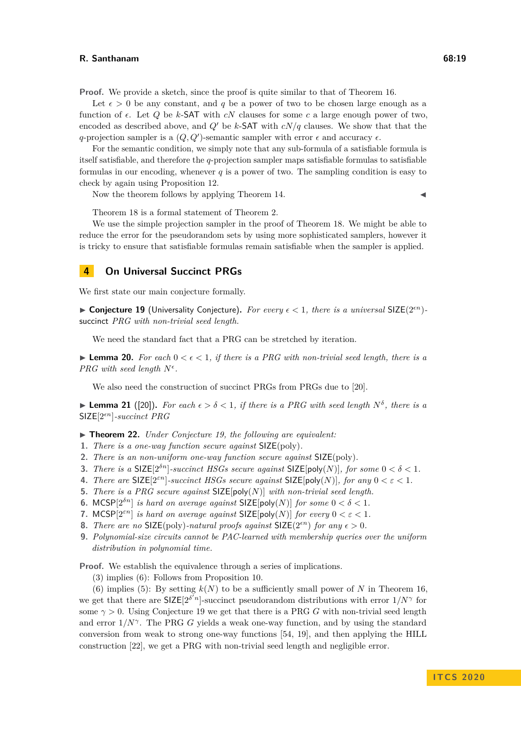**Proof.** We provide a sketch, since the proof is quite similar to that of Theorem 16.

Let $\epsilon > 0$ be any constant, and $q$ be a power of two to be chosen large enough as a function of $\epsilon$. Let $Q$ be $k$-SAT with $cN$ clauses for some $c$ a large enough power of two, encoded as described above, and $Q'$ be $k$-SAT with $cN/q$ clauses. We show that that the $q$-projection sampler is a $(Q, Q')$-semantic sampler with error $\epsilon$ and accuracy $\epsilon$.

For the semantic condition, we simply note that any sub-formula of a satisfiable formula is itself satisfiable, and therefore the $q$-projection sampler maps satisfiable formulas to satisfiable formulas in our encoding, whenever $q$ is a power of two. The sampling condition is easy to check by again using Proposition 12.

Now the theorem follows by applying Theorem 14. ◂

Theorem 18 is a formal statement of Theorem 2.

We use the simple projection sampler in the proof of Theorem 18. We might be able to reduce the error for the pseudorandom sets by using more sophisticated samplers, however it is tricky to ensure that satisfiable formulas remain satisfiable when the sampler is applied.

## 4 On Universal Succinct PRGs

We first state our main conjecture formally.

▶ **Conjecture 19** (Universality Conjecture). *For every $\epsilon < 1$, there is a universal* $\mathsf{SIZE}(2^{\epsilon n})$*-succinct PRG with non-trivial seed length.*

We need the standard fact that a PRG can be stretched by iteration.

▶ **Lemma 20.** *For each $0 < \epsilon < 1$, if there is a PRG with non-trivial seed length, there is a PRG with seed length $N^{\epsilon}$.*

We also need the construction of succinct PRGs from PRGs due to [20].

▶ **Lemma 21** ([20]). *For each $\epsilon > \delta < 1$, if there is a PRG with seed length $N^{\delta}$, there is a* $\mathsf{SIZE}[2^{\epsilon n}]$*-succinct PRG*

▶ **Theorem 22.** *Under Conjecture 19, the following are equivalent:*

1. *There is a one-way function secure against* $\mathsf{SIZE}(\mathrm{poly})$.
2. *There is an non-uniform one-way function secure against* $\mathsf{SIZE}(\mathrm{poly})$.
3. *There is a* $\mathsf{SIZE}[2^{\delta n}]$*-succinct HSGs secure against* $\mathsf{SIZE}[\mathsf{poly}(N)]$*, for some $0 < \delta < 1$.*
4. *There are* $\mathsf{SIZE}[2^{\varepsilon n}]$*-succinct HSGs secure against* $\mathsf{SIZE}[\mathsf{poly}(N)]$*, for any $0 < \varepsilon < 1$.*
5. *There is a PRG secure against* $\mathsf{SIZE}[\mathsf{poly}(N)]$ *with non-trivial seed length.*
6. $\mathsf{MCSP}[2^{\delta n}]$ *is hard on average against* $\mathsf{SIZE}[\mathsf{poly}(N)]$ *for some $0 < \delta < 1$.*
7. $\mathsf{MCSP}[2^{\varepsilon n}]$ *is hard on average against* $\mathsf{SIZE}[\mathsf{poly}(N)]$ *for every $0 < \varepsilon < 1$.*
8. *There are no* $\mathsf{SIZE}(\mathrm{poly})$*-natural proofs against* $\mathsf{SIZE}(2^{\epsilon n})$ *for any $\epsilon > 0$.*
9. *Polynomial-size circuits cannot be PAC-learned with membership queries over the uniform distribution in polynomial time.*

**Proof.** We establish the equivalence through a series of implications.

(3) implies (6): Follows from Proposition 10.

(6) implies (5): By setting $k(N)$ to be a sufficiently small power of $N$ in Theorem 16, we get that there are $\mathsf{SIZE}[2^{\delta' n}]$-succinct pseudorandom distributions with error $1/N^{\gamma}$ for some $\gamma > 0$. Using Conjecture 19 we get that there is a PRG $G$ with non-trivial seed length and error $1/N^{\gamma}$. The PRG $G$ yields a weak one-way function, and by using the standard conversion from weak to strong one-way functions [54, 19], and then applying the HILL construction [22], we get a PRG with non-trivial seed length and negligible error.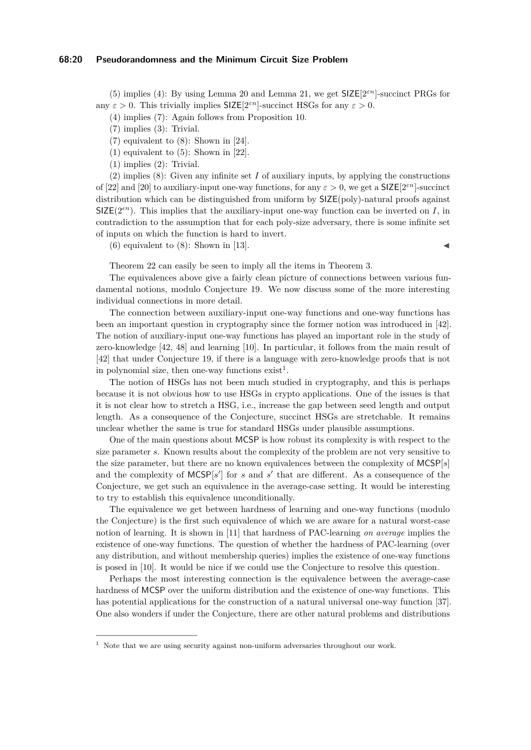(5) implies (4): By using Lemma 20 and Lemma 21, we get $\mathsf{SIZE}[2^{\varepsilon n}]$-succinct PRGs for any $\varepsilon > 0$. This trivially implies $\mathsf{SIZE}[2^{\varepsilon n}]$-succinct HSGs for any $\varepsilon > 0$.

(4) implies (7): Again follows from Proposition 10.

(7) implies (3): Trivial.

(7) equivalent to (8): Shown in [24].

(1) equivalent to (5): Shown in [22].

(1) implies (2): Trivial.

(2) implies (8): Given any infinite set $I$ of auxiliary inputs, by applying the constructions of [22] and [20] to auxiliary-input one-way functions, for any $\varepsilon > 0$, we get a $\mathsf{SIZE}[2^{\varepsilon n}]$-succinct distribution which can be distinguished from uniform by $\mathsf{SIZE}(\text{poly})$-natural proofs against $\mathsf{SIZE}(2^{\epsilon n})$. This implies that the auxiliary-input one-way function can be inverted on $I$, in contradiction to the assumption that for each poly-size adversary, there is some infinite set of inputs on which the function is hard to invert.

(6) equivalent to (8): Shown in [13]. ◀

Theorem 22 can easily be seen to imply all the items in Theorem 3.

The equivalences above give a fairly clean picture of connections between various fundamental notions, modulo Conjecture 19. We now discuss some of the more interesting individual connections in more detail.

The connection between auxiliary-input one-way functions and one-way functions has been an important question in cryptography since the former notion was introduced in [42]. The notion of auxiliary-input one-way functions has played an important role in the study of zero-knowledge [42, 48] and learning [10]. In particular, it follows from the main result of [42] that under Conjecture 19, if there is a language with zero-knowledge proofs that is not in polynomial size, then one-way functions exist[1].

The notion of HSGs has not been much studied in cryptography, and this is perhaps because it is not obvious how to use HSGs in crypto applications. One of the issues is that it is not clear how to stretch a HSG, i.e., increase the gap between seed length and output length. As a consequence of the Conjecture, succinct HSGs are stretchable. It remains unclear whether the same is true for standard HSGs under plausible assumptions.

One of the main questions about $\mathsf{MCSP}$ is how robust its complexity is with respect to the size parameter $s$. Known results about the complexity of the problem are not very sensitive to the size parameter, but there are no known equivalences between the complexity of $\mathsf{MCSP}[s]$ and the complexity of $\mathsf{MCSP}[s']$ for $s$ and $s'$ that are different. As a consequence of the Conjecture, we get such an equivalence in the average-case setting. It would be interesting to try to establish this equivalence unconditionally.

The equivalence we get between hardness of learning and one-way functions (modulo the Conjecture) is the first such equivalence of which we are aware for a natural worst-case notion of learning. It is shown in [11] that hardness of PAC-learning *on average* implies the existence of one-way functions. The question of whether the hardness of PAC-learning (over any distribution, and without membership queries) implies the existence of one-way functions is posed in [10]. It would be nice if we could use the Conjecture to resolve this question.

Perhaps the most interesting connection is the equivalence between the average-case hardness of $\mathsf{MCSP}$ over the uniform distribution and the existence of one-way functions. This has potential applications for the construction of a natural universal one-way function [37]. One also wonders if under the Conjecture, there are other natural problems and distributions

[1] Note that we are using security against non-uniform adversaries throughout our work.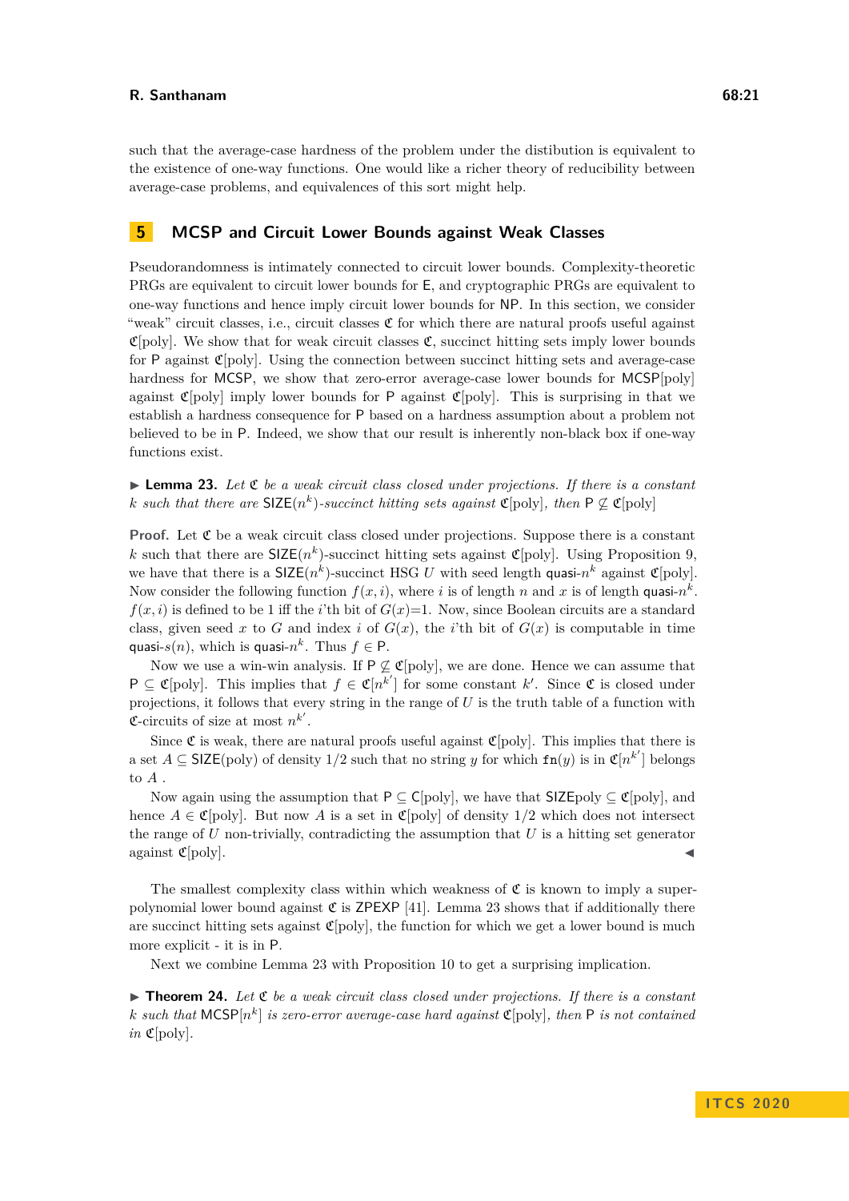such that the average-case hardness of the problem under the distibution is equivalent to the existence of one-way functions. One would like a richer theory of reducibility between average-case problems, and equivalences of this sort might help.

## 5 MCSP and Circuit Lower Bounds against Weak Classes

Pseudorandomness is intimately connected to circuit lower bounds. Complexity-theoretic PRGs are equivalent to circuit lower bounds for E, and cryptographic PRGs are equivalent to one-way functions and hence imply circuit lower bounds for NP. In this section, we consider "weak" circuit classes, i.e., circuit classes $\mathfrak{C}$ for which there are natural proofs useful against $\mathfrak{C}$[poly]. We show that for weak circuit classes $\mathfrak{C}$, succinct hitting sets imply lower bounds for P against $\mathfrak{C}$[poly]. Using the connection between succinct hitting sets and average-case hardness for MCSP, we show that zero-error average-case lower bounds for MCSP[poly] against $\mathfrak{C}$[poly] imply lower bounds for P against $\mathfrak{C}$[poly]. This is surprising in that we establish a hardness consequence for P based on a hardness assumption about a problem not believed to be in P. Indeed, we show that our result is inherently non-black box if one-way functions exist.

▶ **Lemma 23.** *Let $\mathfrak{C}$ be a weak circuit class closed under projections. If there is a constant $k$ such that there are $\mathsf{SIZE}(n^k)$-succinct hitting sets against $\mathfrak{C}$[poly], then $\mathsf{P} \not\subseteq \mathfrak{C}$[poly]*

**Proof.** Let $\mathfrak{C}$ be a weak circuit class closed under projections. Suppose there is a constant $k$ such that there are $\mathsf{SIZE}(n^k)$-succinct hitting sets against $\mathfrak{C}$[poly]. Using Proposition 9, we have that there is a $\mathsf{SIZE}(n^k)$-succinct HSG $U$ with seed length quasi-$n^k$ against $\mathfrak{C}$[poly]. Now consider the following function $f(x, i)$, where $i$ is of length $n$ and $x$ is of length quasi-$n^k$. $f(x, i)$ is defined to be 1 iff the $i$'th bit of $G(x)$=1. Now, since Boolean circuits are a standard class, given seed $x$ to $G$ and index $i$ of $G(x)$, the $i$'th bit of $G(x)$ is computable in time quasi-$s(n)$, which is quasi-$n^k$. Thus $f \in \mathsf{P}$.

Now we use a win-win analysis. If $\mathsf{P} \not\subseteq \mathfrak{C}$[poly], we are done. Hence we can assume that $\mathsf{P} \subseteq \mathfrak{C}$[poly]. This implies that $f \in \mathfrak{C}[n^{k'}]$ for some constant $k'$. Since $\mathfrak{C}$ is closed under projections, it follows that every string in the range of $U$ is the truth table of a function with $\mathfrak{C}$-circuits of size at most $n^{k'}$.

Since $\mathfrak{C}$ is weak, there are natural proofs useful against $\mathfrak{C}$[poly]. This implies that there is a set $A \subseteq \mathsf{SIZE}(\text{poly})$ of density 1/2 such that no string $y$ for which $\mathtt{fn}(y)$ is in $\mathfrak{C}[n^{k'}]$ belongs to $A$ .

Now again using the assumption that $\mathsf{P} \subseteq \mathsf{C}$[poly], we have that $\mathsf{SIZE}$poly $\subseteq \mathfrak{C}$[poly], and hence $A \in \mathfrak{C}$[poly]. But now $A$ is a set in $\mathfrak{C}$[poly] of density 1/2 which does not intersect the range of $U$ non-trivially, contradicting the assumption that $U$ is a hitting set generator against $\mathfrak{C}$[poly]. ◀

The smallest complexity class within which weakness of $\mathfrak{C}$ is known to imply a super-polynomial lower bound against $\mathfrak{C}$ is ZPEXP [41]. Lemma 23 shows that if additionally there are succinct hitting sets against $\mathfrak{C}$[poly], the function for which we get a lower bound is much more explicit - it is in P.

Next we combine Lemma 23 with Proposition 10 to get a surprising implication.

▶ **Theorem 24.** *Let $\mathfrak{C}$ be a weak circuit class closed under projections. If there is a constant $k$ such that $\mathsf{MCSP}[n^k]$ is zero-error average-case hard against $\mathfrak{C}$[poly], then P is not contained in $\mathfrak{C}$[poly].*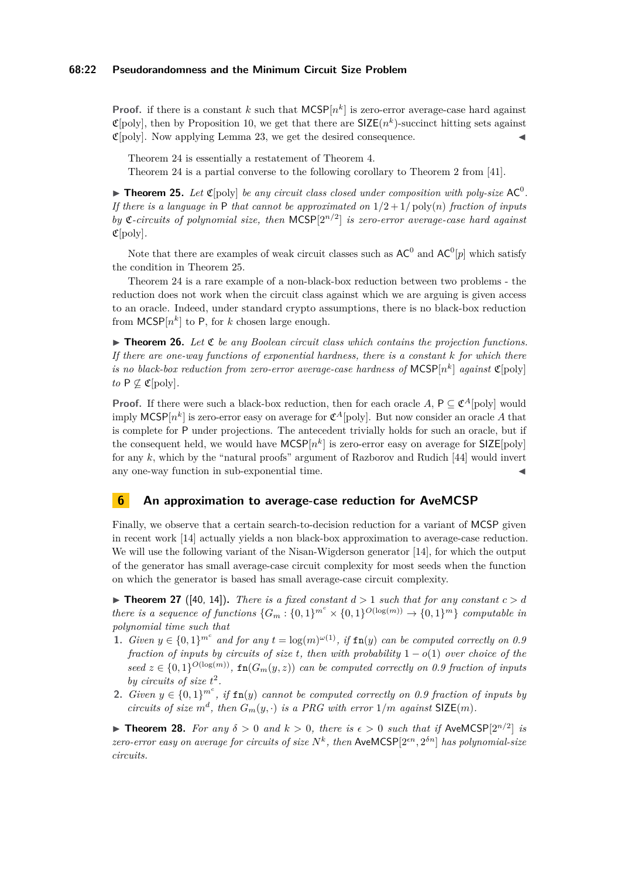**Proof.** if there is a constant $k$ such that $\mathsf{MCSP}[n^k]$ is zero-error average-case hard against $\mathfrak{C}[\text{poly}]$, then by Proposition 10, we get that there are $\mathsf{SIZE}(n^k)$-succinct hitting sets against $\mathfrak{C}[\text{poly}]$. Now applying Lemma 23, we get the desired consequence. ◀

Theorem 24 is essentially a restatement of Theorem 4.

Theorem 24 is a partial converse to the following corollary to Theorem 2 from [41].

▶ **Theorem 25.** *Let $\mathfrak{C}[\text{poly}]$ be any circuit class closed under composition with poly-size $\mathsf{AC}^0$. If there is a language in $\mathsf{P}$ that cannot be approximated on $1/2+1/\text{poly}(n)$ fraction of inputs by $\mathfrak{C}$-circuits of polynomial size, then $\mathsf{MCSP}[2^{n/2}]$ is zero-error average-case hard against $\mathfrak{C}[\text{poly}]$.*

Note that there are examples of weak circuit classes such as $\mathsf{AC}^0$ and $\mathsf{AC}^0[p]$ which satisfy the condition in Theorem 25.

Theorem 24 is a rare example of a non-black-box reduction between two problems - the reduction does not work when the circuit class against which we are arguing is given access to an oracle. Indeed, under standard crypto assumptions, there is no black-box reduction from $\mathsf{MCSP}[n^k]$ to $\mathsf{P}$, for $k$ chosen large enough.

▶ **Theorem 26.** *Let $\mathfrak{C}$ be any Boolean circuit class which contains the projection functions. If there are one-way functions of exponential hardness, there is a constant $k$ for which there is no black-box reduction from zero-error average-case hardness of $\mathsf{MCSP}[n^k]$ against $\mathfrak{C}[\text{poly}]$ to $\mathsf{P} \not\subseteq \mathfrak{C}[\text{poly}]$.*

**Proof.** If there were such a black-box reduction, then for each oracle $A$, $\mathsf{P} \subseteq \mathfrak{C}^A[\text{poly}]$ would imply $\mathsf{MCSP}[n^k]$ is zero-error easy on average for $\mathfrak{C}^A[\text{poly}]$. But now consider an oracle $A$ that is complete for $\mathsf{P}$ under projections. The antecedent trivially holds for such an oracle, but if the consequent held, we would have $\mathsf{MCSP}[n^k]$ is zero-error easy on average for $\mathsf{SIZE}[\text{poly}]$ for any $k$, which by the "natural proofs" argument of Razborov and Rudich [44] would invert any one-way function in sub-exponential time. ◀

## 6 An approximation to average-case reduction for AveMCSP

Finally, we observe that a certain search-to-decision reduction for a variant of MCSP given in recent work [14] actually yields a non black-box approximation to average-case reduction. We will use the following variant of the Nisan-Wigderson generator [14], for which the output of the generator has small average-case circuit complexity for most seeds when the function on which the generator is based has small average-case circuit complexity.

▶ **Theorem 27** ([40, 14]). *There is a fixed constant $d > 1$ such that for any constant $c > d$ there is a sequence of functions $\{G_m : \{0,1\}^{m^c} \times \{0,1\}^{O(\log(m))} \to \{0,1\}^m\}$ computable in polynomial time such that*

1. *Given $y \in \{0,1\}^{m^c}$ and for any $t = \log(m)^{\omega(1)}$, if $\texttt{fn}(y)$ can be computed correctly on 0.9 fraction of inputs by circuits of size $t$, then with probability $1 - o(1)$ over choice of the seed $z \in \{0,1\}^{O(\log(m))}$, $\texttt{fn}(G_m(y,z))$ can be computed correctly on 0.9 fraction of inputs by circuits of size $t^2$.*
2. *Given $y \in \{0,1\}^{m^c}$, if $\texttt{fn}(y)$ cannot be computed correctly on 0.9 fraction of inputs by circuits of size $m^d$, then $G_m(y,\cdot)$ is a PRG with error $1/m$ against $\mathsf{SIZE}(m)$.*

▶ **Theorem 28.** *For any $\delta > 0$ and $k > 0$, there is $\epsilon > 0$ such that if $\mathsf{AveMCSP}[2^{n/2}]$ is zero-error easy on average for circuits of size $N^k$, then $\mathsf{AveMCSP}[2^{\epsilon n}, 2^{\delta n}]$ has polynomial-size circuits.*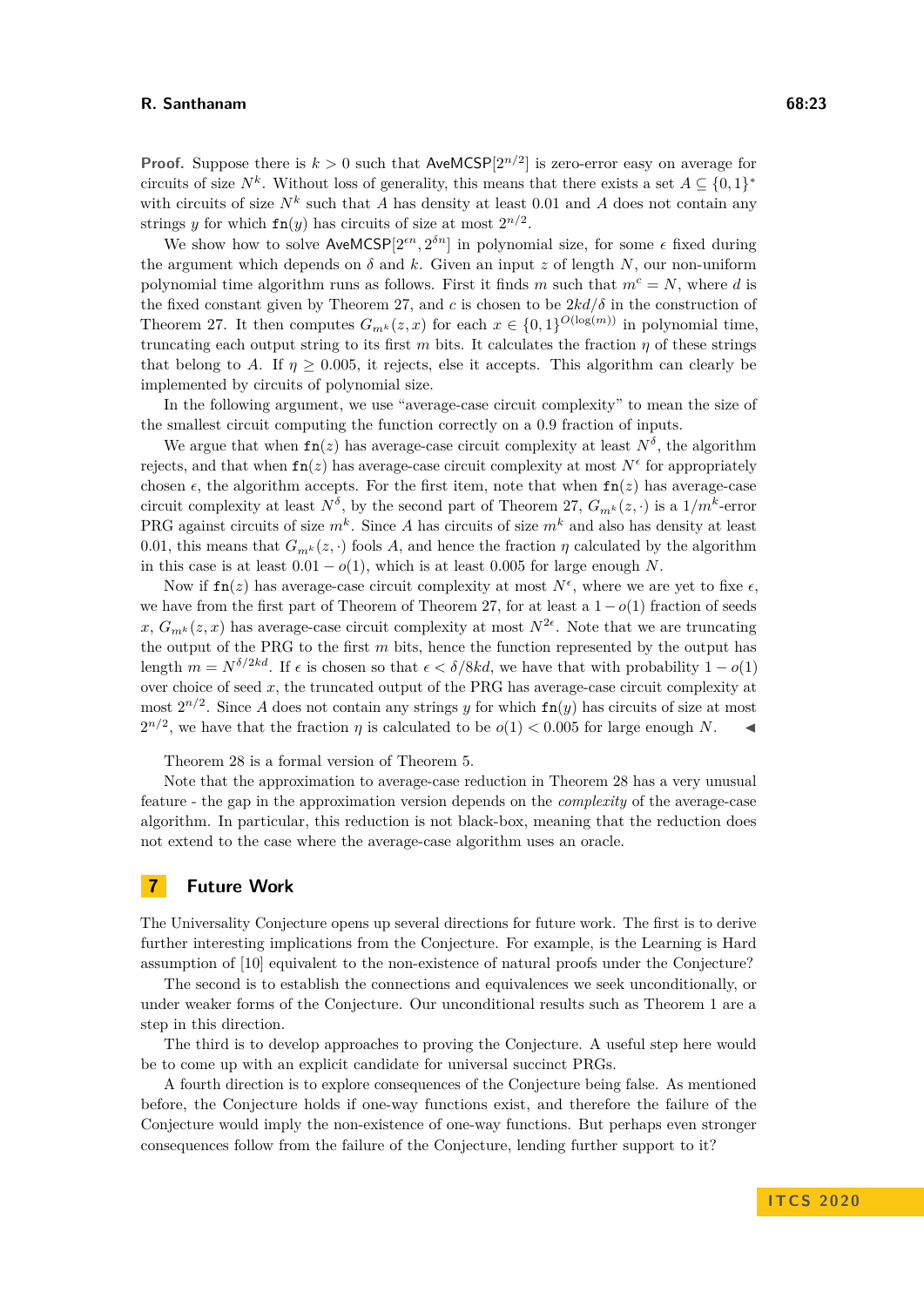**Proof.** Suppose there is $k > 0$ such that $\mathsf{AveMCSP}[2^{n/2}]$ is zero-error easy on average for circuits of size $N^k$. Without loss of generality, this means that there exists a set $A \subseteq \{0,1\}^*$ with circuits of size $N^k$ such that $A$ has density at least 0.01 and $A$ does not contain any strings $y$ for which $\mathtt{fn}(y)$ has circuits of size at most $2^{n/2}$.

We show how to solve $\mathsf{AveMCSP}[2^{\epsilon n}, 2^{\delta n}]$ in polynomial size, for some $\epsilon$ fixed during the argument which depends on $\delta$ and $k$. Given an input $z$ of length $N$, our non-uniform polynomial time algorithm runs as follows. First it finds $m$ such that $m^c = N$, where $d$ is the fixed constant given by Theorem 27, and $c$ is chosen to be $2kd/\delta$ in the construction of Theorem 27. It then computes $G_{m^k}(z,x)$ for each $x \in \{0,1\}^{O(\log(m))}$ in polynomial time, truncating each output string to its first $m$ bits. It calculates the fraction $\eta$ of these strings that belong to $A$. If $\eta \geq 0.005$, it rejects, else it accepts. This algorithm can clearly be implemented by circuits of polynomial size.

In the following argument, we use "average-case circuit complexity" to mean the size of the smallest circuit computing the function correctly on a 0.9 fraction of inputs.

We argue that when $\mathtt{fn}(z)$ has average-case circuit complexity at least $N^\delta$, the algorithm rejects, and that when $\mathtt{fn}(z)$ has average-case circuit complexity at most $N^\epsilon$ for appropriately chosen $\epsilon$, the algorithm accepts. For the first item, note that when $\mathtt{fn}(z)$ has average-case circuit complexity at least $N^\delta$, by the second part of Theorem 27, $G_{m^k}(z,\cdot)$ is a $1/m^k$-error PRG against circuits of size $m^k$. Since $A$ has circuits of size $m^k$ and also has density at least 0.01, this means that $G_{m^k}(z,\cdot)$ fools $A$, and hence the fraction $\eta$ calculated by the algorithm in this case is at least $0.01 - o(1)$, which is at least 0.005 for large enough $N$.

Now if $\mathtt{fn}(z)$ has average-case circuit complexity at most $N^\epsilon$, where we are yet to fixe $\epsilon$, we have from the first part of Theorem of Theorem 27, for at least a $1 - o(1)$ fraction of seeds $x$, $G_{m^k}(z,x)$ has average-case circuit complexity at most $N^{2\epsilon}$. Note that we are truncating the output of the PRG to the first $m$ bits, hence the function represented by the output has length $m = N^{\delta/2kd}$. If $\epsilon$ is chosen so that $\epsilon < \delta/8kd$, we have that with probability $1 - o(1)$ over choice of seed $x$, the truncated output of the PRG has average-case circuit complexity at most $2^{n/2}$. Since $A$ does not contain any strings $y$ for which $\mathtt{fn}(y)$ has circuits of size at most $2^{n/2}$, we have that the fraction $\eta$ is calculated to be $o(1) < 0.005$ for large enough $N$. ◀

Theorem 28 is a formal version of Theorem 5.

Note that the approximation to average-case reduction in Theorem 28 has a very unusual feature - the gap in the approximation version depends on the *complexity* of the average-case algorithm. In particular, this reduction is not black-box, meaning that the reduction does not extend to the case where the average-case algorithm uses an oracle.

## 7 Future Work

The Universality Conjecture opens up several directions for future work. The first is to derive further interesting implications from the Conjecture. For example, is the Learning is Hard assumption of [10] equivalent to the non-existence of natural proofs under the Conjecture?

The second is to establish the connections and equivalences we seek unconditionally, or under weaker forms of the Conjecture. Our unconditional results such as Theorem 1 are a step in this direction.

The third is to develop approaches to proving the Conjecture. A useful step here would be to come up with an explicit candidate for universal succinct PRGs.

A fourth direction is to explore consequences of the Conjecture being false. As mentioned before, the Conjecture holds if one-way functions exist, and therefore the failure of the Conjecture would imply the non-existence of one-way functions. But perhaps even stronger consequences follow from the failure of the Conjecture, lending further support to it?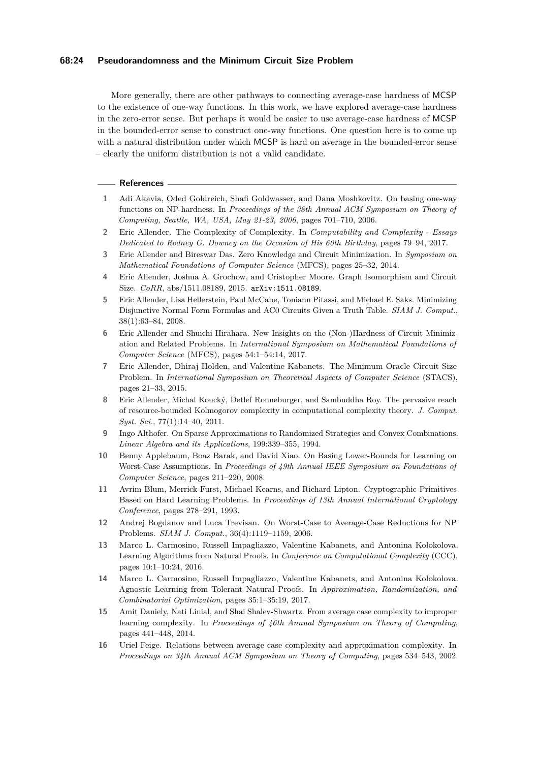More generally, there are other pathways to connecting average-case hardness of MCSP to the existence of one-way functions. In this work, we have explored average-case hardness in the zero-error sense. But perhaps it would be easier to use average-case hardness of MCSP in the bounded-error sense to construct one-way functions. One question here is to come up with a natural distribution under which MCSP is hard on average in the bounded-error sense – clearly the uniform distribution is not a valid candidate.

## References

1. Adi Akavia, Oded Goldreich, Shafi Goldwasser, and Dana Moshkovitz. On basing one-way functions on NP-hardness. In *Proceedings of the 38th Annual ACM Symposium on Theory of Computing, Seattle, WA, USA, May 21-23, 2006*, pages 701–710, 2006.
2. Eric Allender. The Complexity of Complexity. In *Computability and Complexity - Essays Dedicated to Rodney G. Downey on the Occasion of His 60th Birthday*, pages 79–94, 2017.
3. Eric Allender and Bireswar Das. Zero Knowledge and Circuit Minimization. In *Symposium on Mathematical Foundations of Computer Science* (MFCS), pages 25–32, 2014.
4. Eric Allender, Joshua A. Grochow, and Cristopher Moore. Graph Isomorphism and Circuit Size. *CoRR*, abs/1511.08189, 2015. arXiv:1511.08189.
5. Eric Allender, Lisa Hellerstein, Paul McCabe, Toniann Pitassi, and Michael E. Saks. Minimizing Disjunctive Normal Form Formulas and AC0 Circuits Given a Truth Table. *SIAM J. Comput.*, 38(1):63–84, 2008.
6. Eric Allender and Shuichi Hirahara. New Insights on the (Non-)Hardness of Circuit Minimization and Related Problems. In *International Symposium on Mathematical Foundations of Computer Science* (MFCS), pages 54:1–54:14, 2017.
7. Eric Allender, Dhiraj Holden, and Valentine Kabanets. The Minimum Oracle Circuit Size Problem. In *International Symposium on Theoretical Aspects of Computer Science* (STACS), pages 21–33, 2015.
8. Eric Allender, Michal Koucký, Detlef Ronneburger, and Sambuddha Roy. The pervasive reach of resource-bounded Kolmogorov complexity in computational complexity theory. *J. Comput. Syst. Sci.*, 77(1):14–40, 2011.
9. Ingo Althofer. On Sparse Approximations to Randomized Strategies and Convex Combinations. *Linear Algebra and its Applications*, 199:339–355, 1994.
10. Benny Applebaum, Boaz Barak, and David Xiao. On Basing Lower-Bounds for Learning on Worst-Case Assumptions. In *Proceedings of 49th Annual IEEE Symposium on Foundations of Computer Science*, pages 211–220, 2008.
11. Avrim Blum, Merrick Furst, Michael Kearns, and Richard Lipton. Cryptographic Primitives Based on Hard Learning Problems. In *Proceedings of 13th Annual International Cryptology Conference*, pages 278–291, 1993.
12. Andrej Bogdanov and Luca Trevisan. On Worst-Case to Average-Case Reductions for NP Problems. *SIAM J. Comput.*, 36(4):1119–1159, 2006.
13. Marco L. Carmosino, Russell Impagliazzo, Valentine Kabanets, and Antonina Kolokolova. Learning Algorithms from Natural Proofs. In *Conference on Computational Complexity* (CCC), pages 10:1–10:24, 2016.
14. Marco L. Carmosino, Russell Impagliazzo, Valentine Kabanets, and Antonina Kolokolova. Agnostic Learning from Tolerant Natural Proofs. In *Approximation, Randomization, and Combinatorial Optimization*, pages 35:1–35:19, 2017.
15. Amit Daniely, Nati Linial, and Shai Shalev-Shwartz. From average case complexity to improper learning complexity. In *Proceedings of 46th Annual Symposium on Theory of Computing*, pages 441–448, 2014.
16. Uriel Feige. Relations between average case complexity and approximation complexity. In *Proceedings on 34th Annual ACM Symposium on Theory of Computing*, pages 534–543, 2002.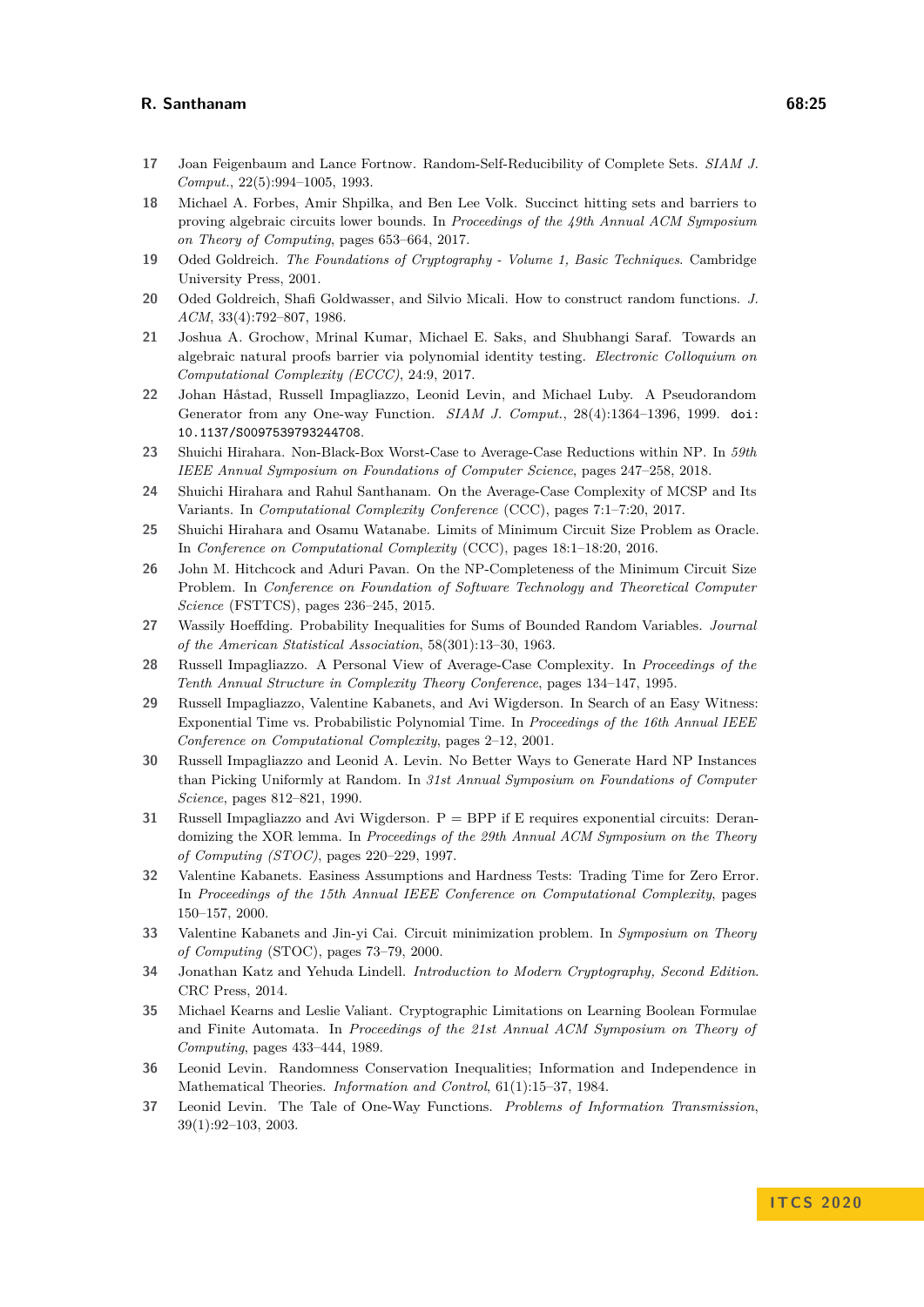17 Joan Feigenbaum and Lance Fortnow. Random-Self-Reducibility of Complete Sets. *SIAM J. Comput.*, 22(5):994–1005, 1993.

18 Michael A. Forbes, Amir Shpilka, and Ben Lee Volk. Succinct hitting sets and barriers to proving algebraic circuits lower bounds. In *Proceedings of the 49th Annual ACM Symposium on Theory of Computing*, pages 653–664, 2017.

19 Oded Goldreich. *The Foundations of Cryptography - Volume 1, Basic Techniques*. Cambridge University Press, 2001.

20 Oded Goldreich, Shafi Goldwasser, and Silvio Micali. How to construct random functions. *J. ACM*, 33(4):792–807, 1986.

21 Joshua A. Grochow, Mrinal Kumar, Michael E. Saks, and Shubhangi Saraf. Towards an algebraic natural proofs barrier via polynomial identity testing. *Electronic Colloquium on Computational Complexity (ECCC)*, 24:9, 2017.

22 Johan Håstad, Russell Impagliazzo, Leonid Levin, and Michael Luby. A Pseudorandom Generator from any One-way Function. *SIAM J. Comput.*, 28(4):1364–1396, 1999. `doi:10.1137/S0097539793244708`.

23 Shuichi Hirahara. Non-Black-Box Worst-Case to Average-Case Reductions within NP. In *59th IEEE Annual Symposium on Foundations of Computer Science*, pages 247–258, 2018.

24 Shuichi Hirahara and Rahul Santhanam. On the Average-Case Complexity of MCSP and Its Variants. In *Computational Complexity Conference* (CCC), pages 7:1–7:20, 2017.

25 Shuichi Hirahara and Osamu Watanabe. Limits of Minimum Circuit Size Problem as Oracle. In *Conference on Computational Complexity* (CCC), pages 18:1–18:20, 2016.

26 John M. Hitchcock and Aduri Pavan. On the NP-Completeness of the Minimum Circuit Size Problem. In *Conference on Foundation of Software Technology and Theoretical Computer Science* (FSTTCS), pages 236–245, 2015.

27 Wassily Hoeffding. Probability Inequalities for Sums of Bounded Random Variables. *Journal of the American Statistical Association*, 58(301):13–30, 1963.

28 Russell Impagliazzo. A Personal View of Average-Case Complexity. In *Proceedings of the Tenth Annual Structure in Complexity Theory Conference*, pages 134–147, 1995.

29 Russell Impagliazzo, Valentine Kabanets, and Avi Wigderson. In Search of an Easy Witness: Exponential Time vs. Probabilistic Polynomial Time. In *Proceedings of the 16th Annual IEEE Conference on Computational Complexity*, pages 2–12, 2001.

30 Russell Impagliazzo and Leonid A. Levin. No Better Ways to Generate Hard NP Instances than Picking Uniformly at Random. In *31st Annual Symposium on Foundations of Computer Science*, pages 812–821, 1990.

31 Russell Impagliazzo and Avi Wigderson. P = BPP if E requires exponential circuits: Derandomizing the XOR lemma. In *Proceedings of the 29th Annual ACM Symposium on the Theory of Computing (STOC)*, pages 220–229, 1997.

32 Valentine Kabanets. Easiness Assumptions and Hardness Tests: Trading Time for Zero Error. In *Proceedings of the 15th Annual IEEE Conference on Computational Complexity*, pages 150–157, 2000.

33 Valentine Kabanets and Jin-yi Cai. Circuit minimization problem. In *Symposium on Theory of Computing* (STOC), pages 73–79, 2000.

34 Jonathan Katz and Yehuda Lindell. *Introduction to Modern Cryptography, Second Edition*. CRC Press, 2014.

35 Michael Kearns and Leslie Valiant. Cryptographic Limitations on Learning Boolean Formulae and Finite Automata. In *Proceedings of the 21st Annual ACM Symposium on Theory of Computing*, pages 433–444, 1989.

36 Leonid Levin. Randomness Conservation Inequalities; Information and Independence in Mathematical Theories. *Information and Control*, 61(1):15–37, 1984.

37 Leonid Levin. The Tale of One-Way Functions. *Problems of Information Transmission*, 39(1):92–103, 2003.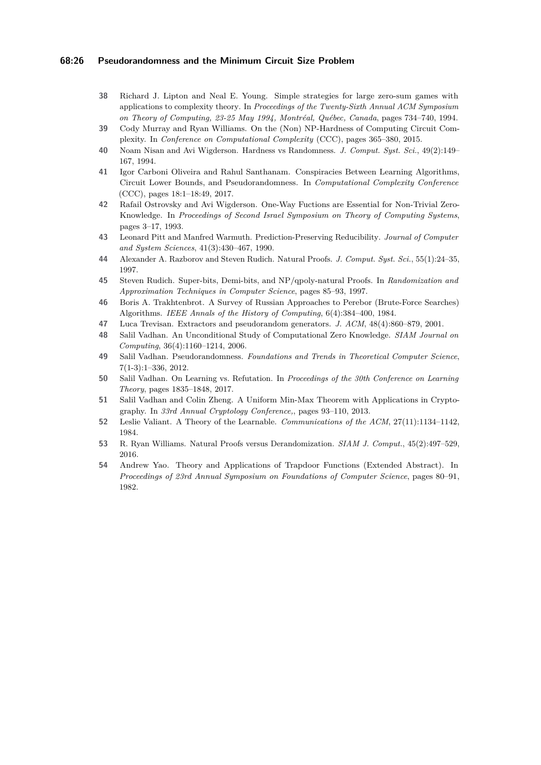38 Richard J. Lipton and Neal E. Young. Simple strategies for large zero-sum games with applications to complexity theory. In *Proceedings of the Twenty-Sixth Annual ACM Symposium on Theory of Computing, 23-25 May 1994, Montréal, Québec, Canada*, pages 734–740, 1994.

39 Cody Murray and Ryan Williams. On the (Non) NP-Hardness of Computing Circuit Complexity. In *Conference on Computational Complexity* (CCC), pages 365–380, 2015.

40 Noam Nisan and Avi Wigderson. Hardness vs Randomness. *J. Comput. Syst. Sci.*, 49(2):149–167, 1994.

41 Igor Carboni Oliveira and Rahul Santhanam. Conspiracies Between Learning Algorithms, Circuit Lower Bounds, and Pseudorandomness. In *Computational Complexity Conference* (CCC), pages 18:1–18:49, 2017.

42 Rafail Ostrovsky and Avi Wigderson. One-Way Fuctions are Essential for Non-Trivial Zero-Knowledge. In *Proceedings of Second Israel Symposium on Theory of Computing Systems*, pages 3–17, 1993.

43 Leonard Pitt and Manfred Warmuth. Prediction-Preserving Reducibility. *Journal of Computer and System Sciences*, 41(3):430–467, 1990.

44 Alexander A. Razborov and Steven Rudich. Natural Proofs. *J. Comput. Syst. Sci.*, 55(1):24–35, 1997.

45 Steven Rudich. Super-bits, Demi-bits, and NP/qpoly-natural Proofs. In *Randomization and Approximation Techniques in Computer Science*, pages 85–93, 1997.

46 Boris A. Trakhtenbrot. A Survey of Russian Approaches to Perebor (Brute-Force Searches) Algorithms. *IEEE Annals of the History of Computing*, 6(4):384–400, 1984.

47 Luca Trevisan. Extractors and pseudorandom generators. *J. ACM*, 48(4):860–879, 2001.

48 Salil Vadhan. An Unconditional Study of Computational Zero Knowledge. *SIAM Journal on Computing*, 36(4):1160–1214, 2006.

49 Salil Vadhan. Pseudorandomness. *Foundations and Trends in Theoretical Computer Science*, 7(1-3):1–336, 2012.

50 Salil Vadhan. On Learning vs. Refutation. In *Proceedings of the 30th Conference on Learning Theory*, pages 1835–1848, 2017.

51 Salil Vadhan and Colin Zheng. A Uniform Min-Max Theorem with Applications in Cryptography. In *33rd Annual Cryptology Conference,*, pages 93–110, 2013.

52 Leslie Valiant. A Theory of the Learnable. *Communications of the ACM*, 27(11):1134–1142, 1984.

53 R. Ryan Williams. Natural Proofs versus Derandomization. *SIAM J. Comput.*, 45(2):497–529, 2016.

54 Andrew Yao. Theory and Applications of Trapdoor Functions (Extended Abstract). In *Proceedings of 23rd Annual Symposium on Foundations of Computer Science*, pages 80–91, 1982.